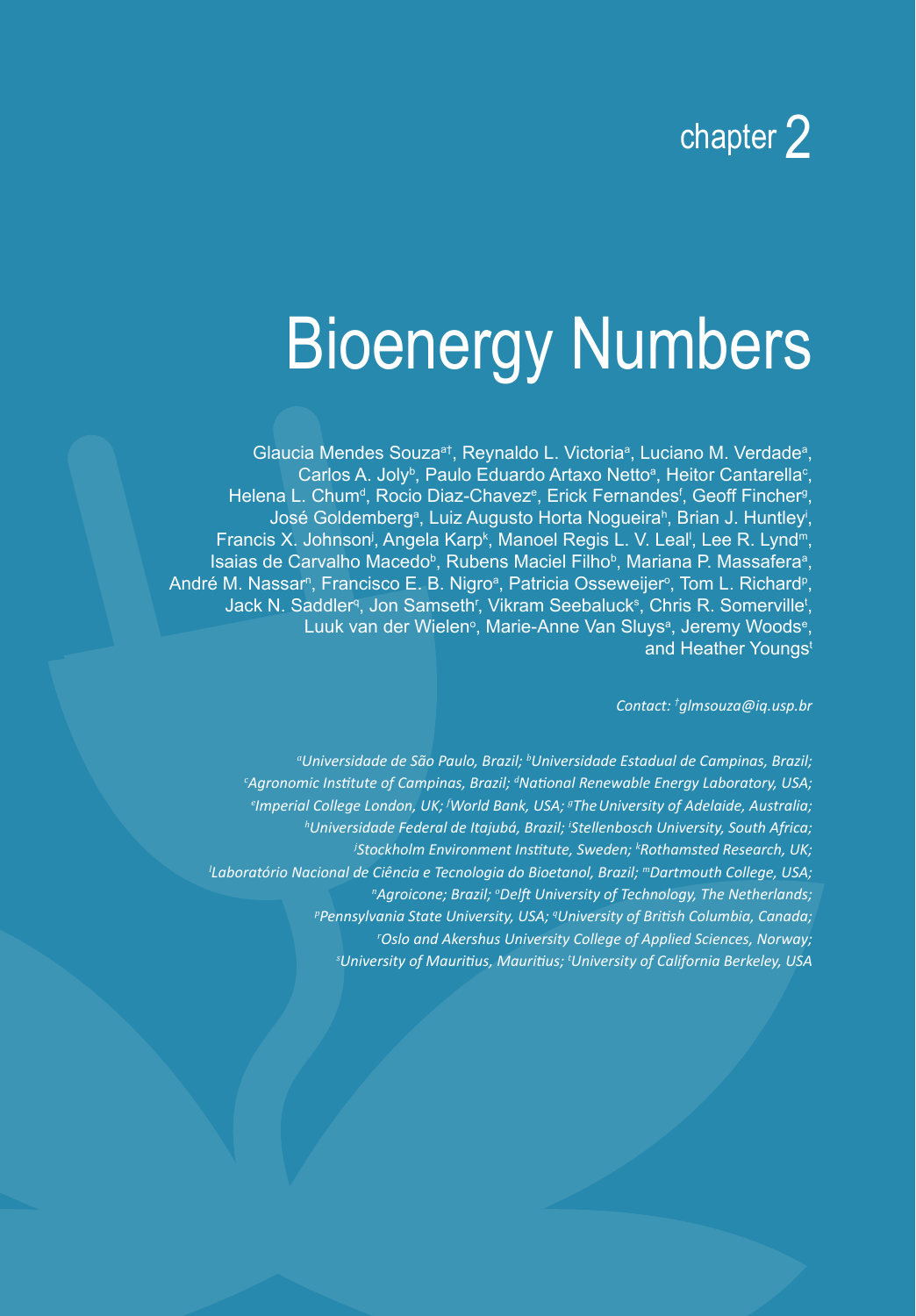chapter 2

# Bioenergy Numbers

Glaucia Mendes Souza[a†], Reynaldo L. Victoria[a], Luciano M. Verdade[a], Carlos A. Joly[b], Paulo Eduardo Artaxo Netto[a], Heitor Cantarella[c], Helena L. Chum[d], Rocio Diaz-Chavez[e], Erick Fernandes[f], Geoff Fincher[g], José Goldemberg[a], Luiz Augusto Horta Nogueira[h], Brian J. Huntley[i], Francis X. Johnson[j], Angela Karp[k], Manoel Regis L. V. Leal[l], Lee R. Lynd[m], Isaias de Carvalho Macedo[b], Rubens Maciel Filho[b], Mariana P. Massafera[a], André M. Nassar[n], Francisco E. B. Nigro[a], Patricia Osseweijer[o], Tom L. Richard[p], Jack N. Saddler[q], Jon Samseth[r], Vikram Seebaluck[s], Chris R. Somerville[t], Luuk van der Wielen[o], Marie-Anne Van Sluys[a], Jeremy Woods[e], and Heather Youngs[t]

*Contact: [†]glmsouza@iq.usp.br*

*[a]Universidade de São Paulo, Brazil; [b]Universidade Estadual de Campinas, Brazil; [c]Agronomic Institute of Campinas, Brazil; [d]National Renewable Energy Laboratory, USA; [e]Imperial College London, UK; [f]World Bank, USA; [g]The University of Adelaide, Australia; [h]Universidade Federal de Itajubá, Brazil; [i]Stellenbosch University, South Africa; [j]Stockholm Environment Institute, Sweden; [k]Rothamsted Research, UK; [l]Laboratório Nacional de Ciência e Tecnologia do Bioetanol, Brazil; [m]Dartmouth College, USA; [n]Agroicone; Brazil; [o]Delft University of Technology, The Netherlands; [p]Pennsylvania State University, USA; [q]University of British Columbia, Canada; [r]Oslo and Akershus University College of Applied Sciences, Norway; [s]University of Mauritius, Mauritius; [t]University of California Berkeley, USA*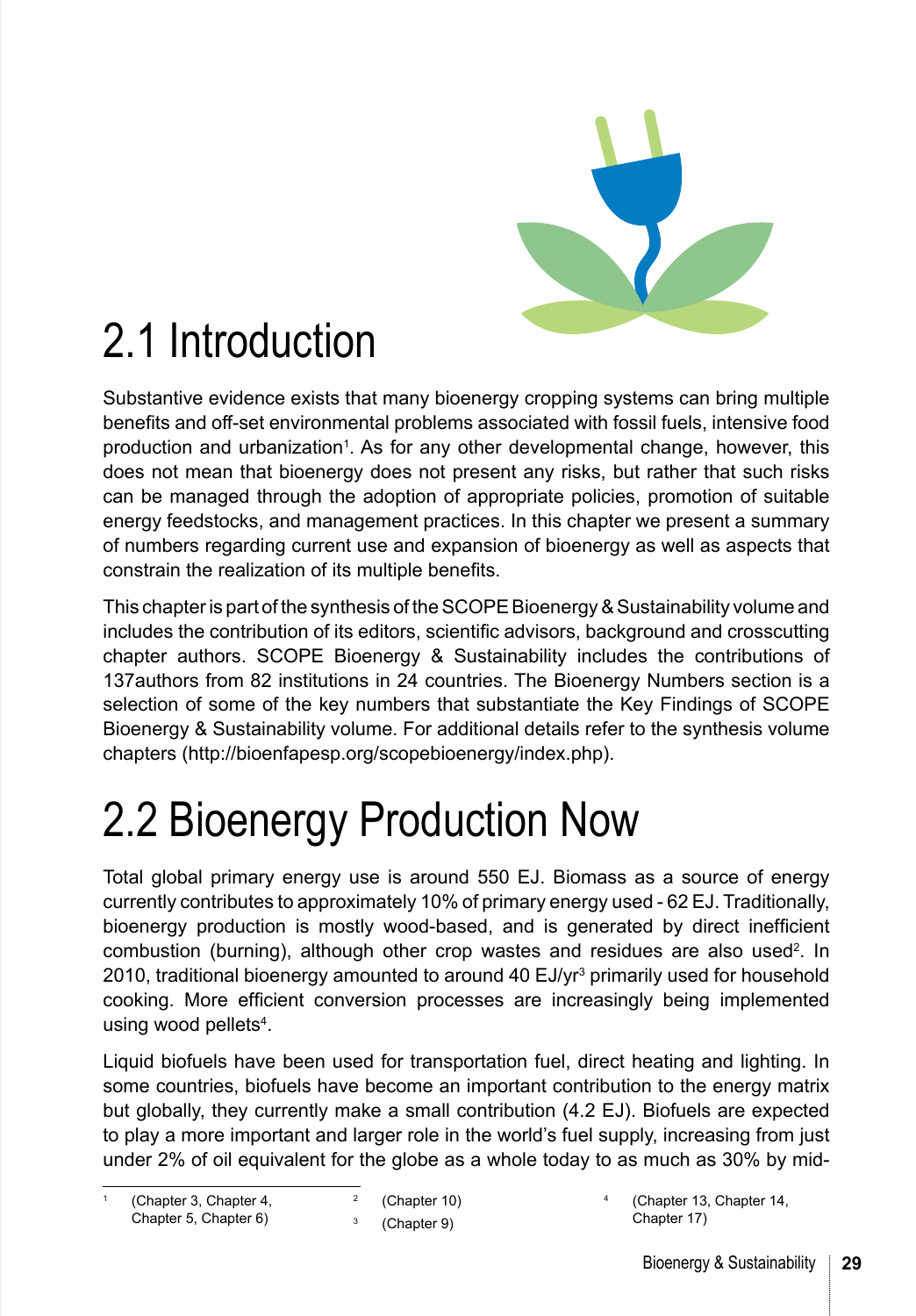## 2.1 Introduction

Substantive evidence exists that many bioenergy cropping systems can bring multiple benefits and off-set environmental problems associated with fossil fuels, intensive food production and urbanization[1]. As for any other developmental change, however, this does not mean that bioenergy does not present any risks, but rather that such risks can be managed through the adoption of appropriate policies, promotion of suitable energy feedstocks, and management practices. In this chapter we present a summary of numbers regarding current use and expansion of bioenergy as well as aspects that constrain the realization of its multiple benefits.

This chapter is part of the synthesis of the SCOPE Bioenergy & Sustainability volume and includes the contribution of its editors, scientific advisors, background and crosscutting chapter authors. SCOPE Bioenergy & Sustainability includes the contributions of 137authors from 82 institutions in 24 countries. The Bioenergy Numbers section is a selection of some of the key numbers that substantiate the Key Findings of SCOPE Bioenergy & Sustainability volume. For additional details refer to the synthesis volume chapters (http://bioenfapesp.org/scopebioenergy/index.php).

## 2.2 Bioenergy Production Now

Total global primary energy use is around 550 EJ. Biomass as a source of energy currently contributes to approximately 10% of primary energy used - 62 EJ. Traditionally, bioenergy production is mostly wood-based, and is generated by direct inefficient combustion (burning), although other crop wastes and residues are also used[2]. In 2010, traditional bioenergy amounted to around 40 EJ/yr[3] primarily used for household cooking. More efficient conversion processes are increasingly being implemented using wood pellets[4].

Liquid biofuels have been used for transportation fuel, direct heating and lighting. In some countries, biofuels have become an important contribution to the energy matrix but globally, they currently make a small contribution (4.2 EJ). Biofuels are expected to play a more important and larger role in the world's fuel supply, increasing from just under 2% of oil equivalent for the globe as a whole today to as much as 30% by mid-

---

[1] (Chapter 3, Chapter 4, Chapter 5, Chapter 6)

[2] (Chapter 10)

[3] (Chapter 9)

[4] (Chapter 13, Chapter 14, Chapter 17)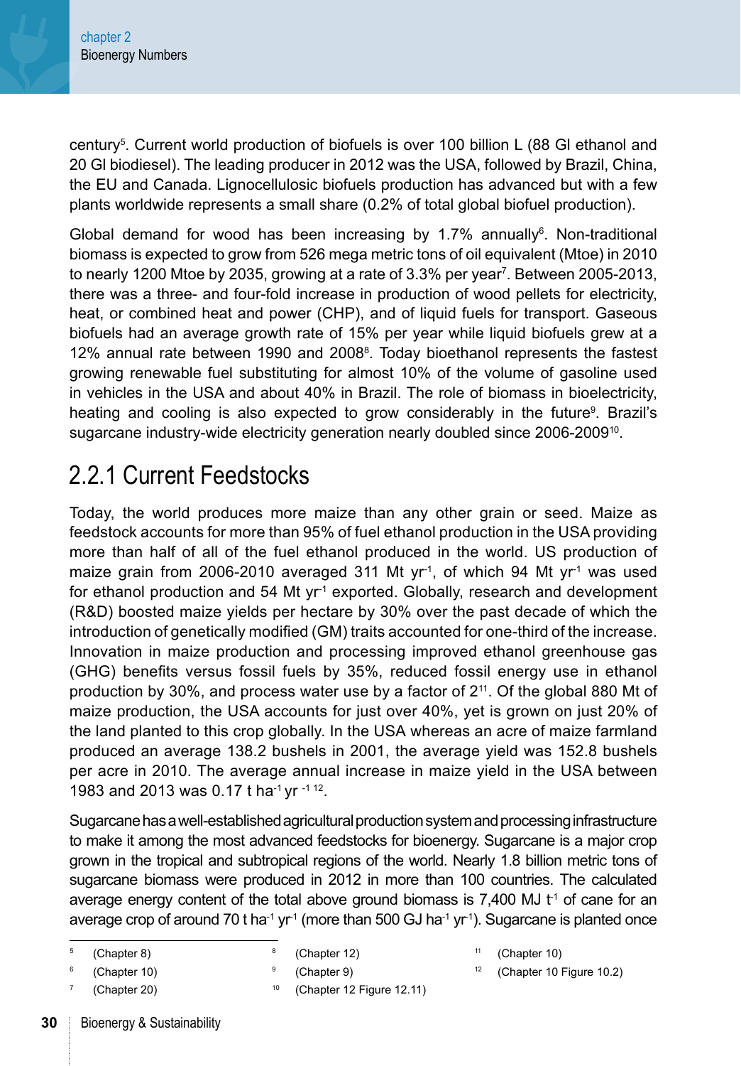century[5]. Current world production of biofuels is over 100 billion L (88 Gl ethanol and 20 Gl biodiesel). The leading producer in 2012 was the USA, followed by Brazil, China, the EU and Canada. Lignocellulosic biofuels production has advanced but with a few plants worldwide represents a small share (0.2% of total global biofuel production).

Global demand for wood has been increasing by 1.7% annually[6]. Non-traditional biomass is expected to grow from 526 mega metric tons of oil equivalent (Mtoe) in 2010 to nearly 1200 Mtoe by 2035, growing at a rate of 3.3% per year[7]. Between 2005-2013, there was a three- and four-fold increase in production of wood pellets for electricity, heat, or combined heat and power (CHP), and of liquid fuels for transport. Gaseous biofuels had an average growth rate of 15% per year while liquid biofuels grew at a 12% annual rate between 1990 and 2008[8]. Today bioethanol represents the fastest growing renewable fuel substituting for almost 10% of the volume of gasoline used in vehicles in the USA and about 40% in Brazil. The role of biomass in bioelectricity, heating and cooling is also expected to grow considerably in the future[9]. Brazil's sugarcane industry-wide electricity generation nearly doubled since 2006-2009[10].

## 2.2.1 Current Feedstocks

Today, the world produces more maize than any other grain or seed. Maize as feedstock accounts for more than 95% of fuel ethanol production in the USA providing more than half of all of the fuel ethanol produced in the world. US production of maize grain from 2006-2010 averaged 311 Mt $yr^{-1}$, of which 94 Mt $yr^{-1}$ was used for ethanol production and 54 Mt $yr^{-1}$ exported. Globally, research and development (R&D) boosted maize yields per hectare by 30% over the past decade of which the introduction of genetically modified (GM) traits accounted for one-third of the increase. Innovation in maize production and processing improved ethanol greenhouse gas (GHG) benefits versus fossil fuels by 35%, reduced fossil energy use in ethanol production by 30%, and process water use by a factor of 2[11]. Of the global 880 Mt of maize production, the USA accounts for just over 40%, yet is grown on just 20% of the land planted to this crop globally. In the USA whereas an acre of maize farmland produced an average 138.2 bushels in 2001, the average yield was 152.8 bushels per acre in 2010. The average annual increase in maize yield in the USA between 1983 and 2013 was 0.17 t $ha^{-1}$ $yr^{-1}$ [12].

Sugarcane has a well-established agricultural production system and processing infrastructure to make it among the most advanced feedstocks for bioenergy. Sugarcane is a major crop grown in the tropical and subtropical regions of the world. Nearly 1.8 billion metric tons of sugarcane biomass were produced in 2012 in more than 100 countries. The calculated average energy content of the total above ground biomass is 7,400 MJ $t^{-1}$ of cane for an average crop of around 70 t $ha^{-1}$ $yr^{-1}$ (more than 500 GJ $ha^{-1}$ $yr^{-1}$). Sugarcane is planted once

---

[5] (Chapter 8)
[6] (Chapter 10)
[7] (Chapter 20)
[8] (Chapter 12)
[9] (Chapter 9)
[10] (Chapter 12 Figure 12.11)
[11] (Chapter 10)
[12] (Chapter 10 Figure 10.2)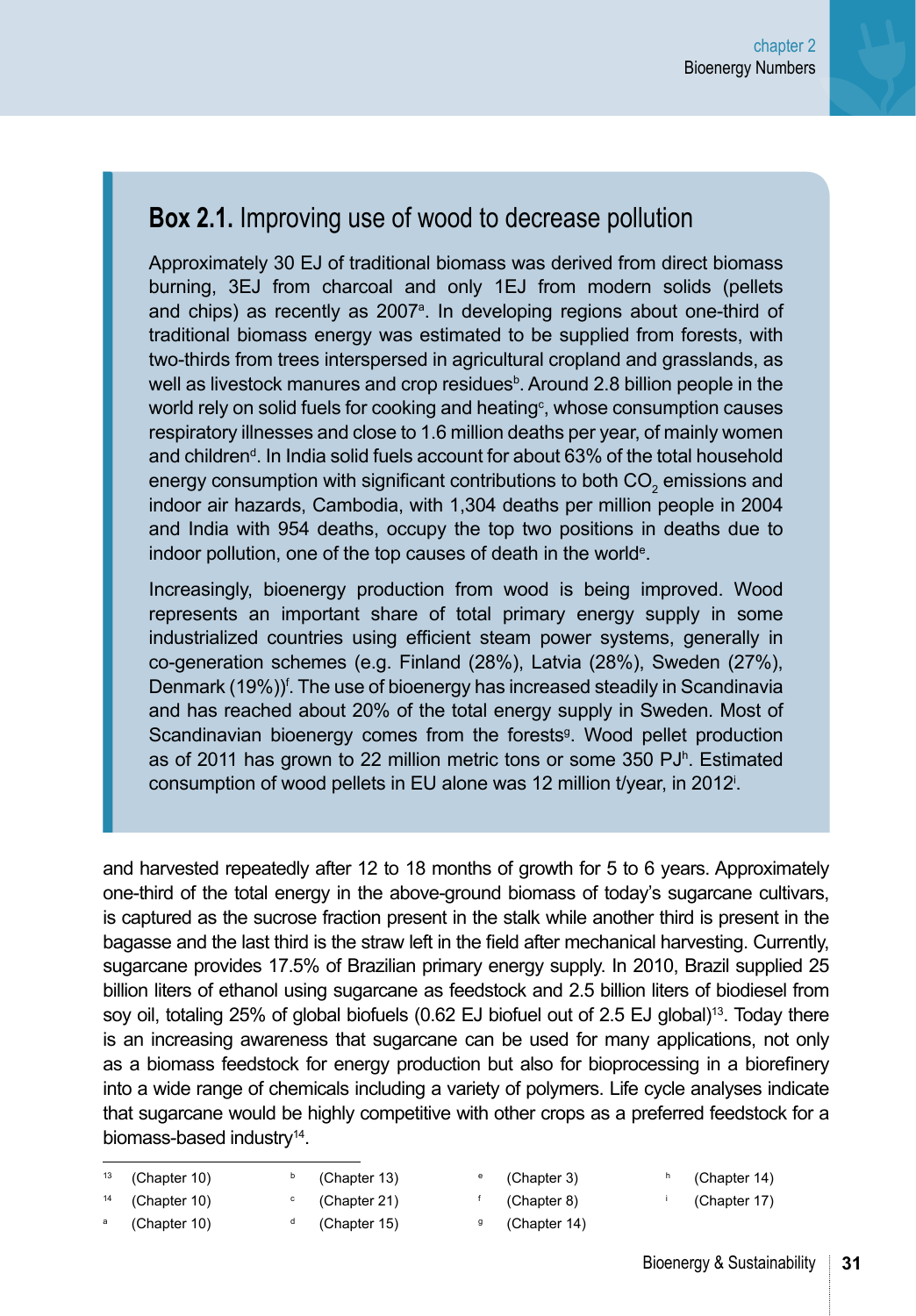## Box 2.1. Improving use of wood to decrease pollution

Approximately 30 EJ of traditional biomass was derived from direct biomass burning, 3EJ from charcoal and only 1EJ from modern solids (pellets and chips) as recently as 2007[a]. In developing regions about one-third of traditional biomass energy was estimated to be supplied from forests, with two-thirds from trees interspersed in agricultural cropland and grasslands, as well as livestock manures and crop residues[b]. Around 2.8 billion people in the world rely on solid fuels for cooking and heating[c], whose consumption causes respiratory illnesses and close to 1.6 million deaths per year, of mainly women and children[d]. In India solid fuels account for about 63% of the total household energy consumption with significant contributions to both $CO_2$ emissions and indoor air hazards, Cambodia, with 1,304 deaths per million people in 2004 and India with 954 deaths, occupy the top two positions in deaths due to indoor pollution, one of the top causes of death in the world[e].

Increasingly, bioenergy production from wood is being improved. Wood represents an important share of total primary energy supply in some industrialized countries using efficient steam power systems, generally in co-generation schemes (e.g. Finland (28%), Latvia (28%), Sweden (27%), Denmark (19%))[f]. The use of bioenergy has increased steadily in Scandinavia and has reached about 20% of the total energy supply in Sweden. Most of Scandinavian bioenergy comes from the forests[g]. Wood pellet production as of 2011 has grown to 22 million metric tons or some 350 PJ[h]. Estimated consumption of wood pellets in EU alone was 12 million t/year, in 2012[i].

and harvested repeatedly after 12 to 18 months of growth for 5 to 6 years. Approximately one-third of the total energy in the above-ground biomass of today's sugarcane cultivars, is captured as the sucrose fraction present in the stalk while another third is present in the bagasse and the last third is the straw left in the field after mechanical harvesting. Currently, sugarcane provides 17.5% of Brazilian primary energy supply. In 2010, Brazil supplied 25 billion liters of ethanol using sugarcane as feedstock and 2.5 billion liters of biodiesel from soy oil, totaling 25% of global biofuels (0.62 EJ biofuel out of 2.5 EJ global)[13]. Today there is an increasing awareness that sugarcane can be used for many applications, not only as a biomass feedstock for energy production but also for bioprocessing in a biorefinery into a wide range of chemicals including a variety of polymers. Life cycle analyses indicate that sugarcane would be highly competitive with other crops as a preferred feedstock for a biomass-based industry[14].

---

[13] (Chapter 10)
[14] (Chapter 10)
[a] (Chapter 10)
[b] (Chapter 13)
[c] (Chapter 21)
[d] (Chapter 15)
[e] (Chapter 3)
[f] (Chapter 8)
[g] (Chapter 14)
[h] (Chapter 14)
[i] (Chapter 17)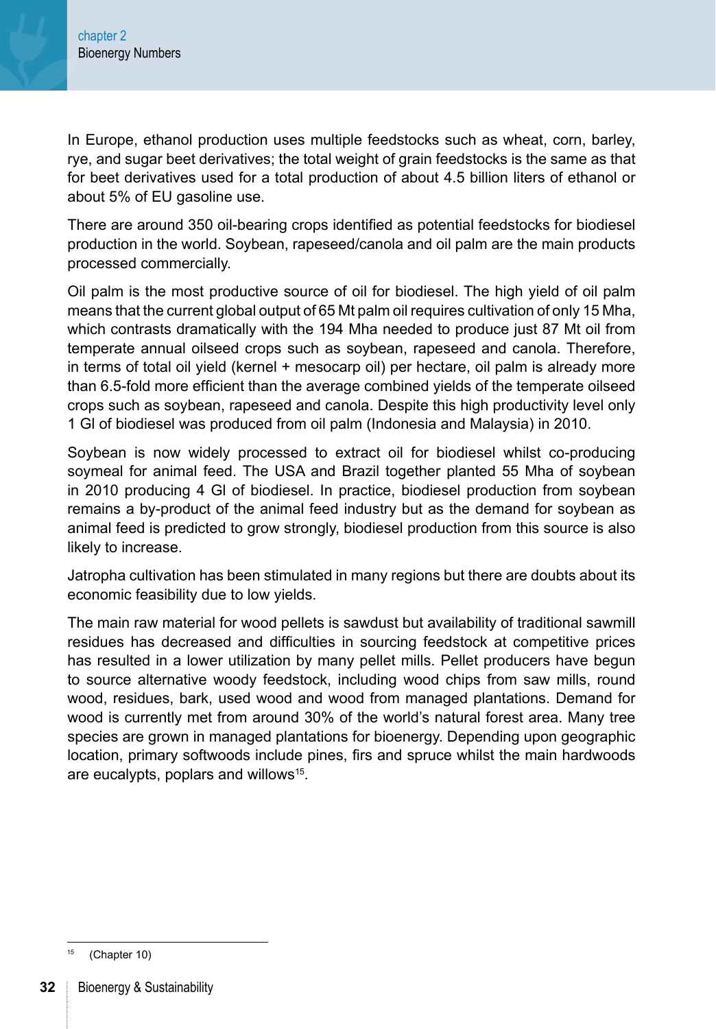In Europe, ethanol production uses multiple feedstocks such as wheat, corn, barley, rye, and sugar beet derivatives; the total weight of grain feedstocks is the same as that for beet derivatives used for a total production of about 4.5 billion liters of ethanol or about 5% of EU gasoline use.

There are around 350 oil-bearing crops identified as potential feedstocks for biodiesel production in the world. Soybean, rapeseed/canola and oil palm are the main products processed commercially.

Oil palm is the most productive source of oil for biodiesel. The high yield of oil palm means that the current global output of 65 Mt palm oil requires cultivation of only 15 Mha, which contrasts dramatically with the 194 Mha needed to produce just 87 Mt oil from temperate annual oilseed crops such as soybean, rapeseed and canola. Therefore, in terms of total oil yield (kernel + mesocarp oil) per hectare, oil palm is already more than 6.5-fold more efficient than the average combined yields of the temperate oilseed crops such as soybean, rapeseed and canola. Despite this high productivity level only 1 Gl of biodiesel was produced from oil palm (Indonesia and Malaysia) in 2010.

Soybean is now widely processed to extract oil for biodiesel whilst co-producing soymeal for animal feed. The USA and Brazil together planted 55 Mha of soybean in 2010 producing 4 Gl of biodiesel. In practice, biodiesel production from soybean remains a by-product of the animal feed industry but as the demand for soybean as animal feed is predicted to grow strongly, biodiesel production from this source is also likely to increase.

Jatropha cultivation has been stimulated in many regions but there are doubts about its economic feasibility due to low yields.

The main raw material for wood pellets is sawdust but availability of traditional sawmill residues has decreased and difficulties in sourcing feedstock at competitive prices has resulted in a lower utilization by many pellet mills. Pellet producers have begun to source alternative woody feedstock, including wood chips from saw mills, round wood, residues, bark, used wood and wood from managed plantations. Demand for wood is currently met from around 30% of the world's natural forest area. Many tree species are grown in managed plantations for bioenergy. Depending upon geographic location, primary softwoods include pines, firs and spruce whilst the main hardwoods are eucalypts, poplars and willows[15].

[15] (Chapter 10)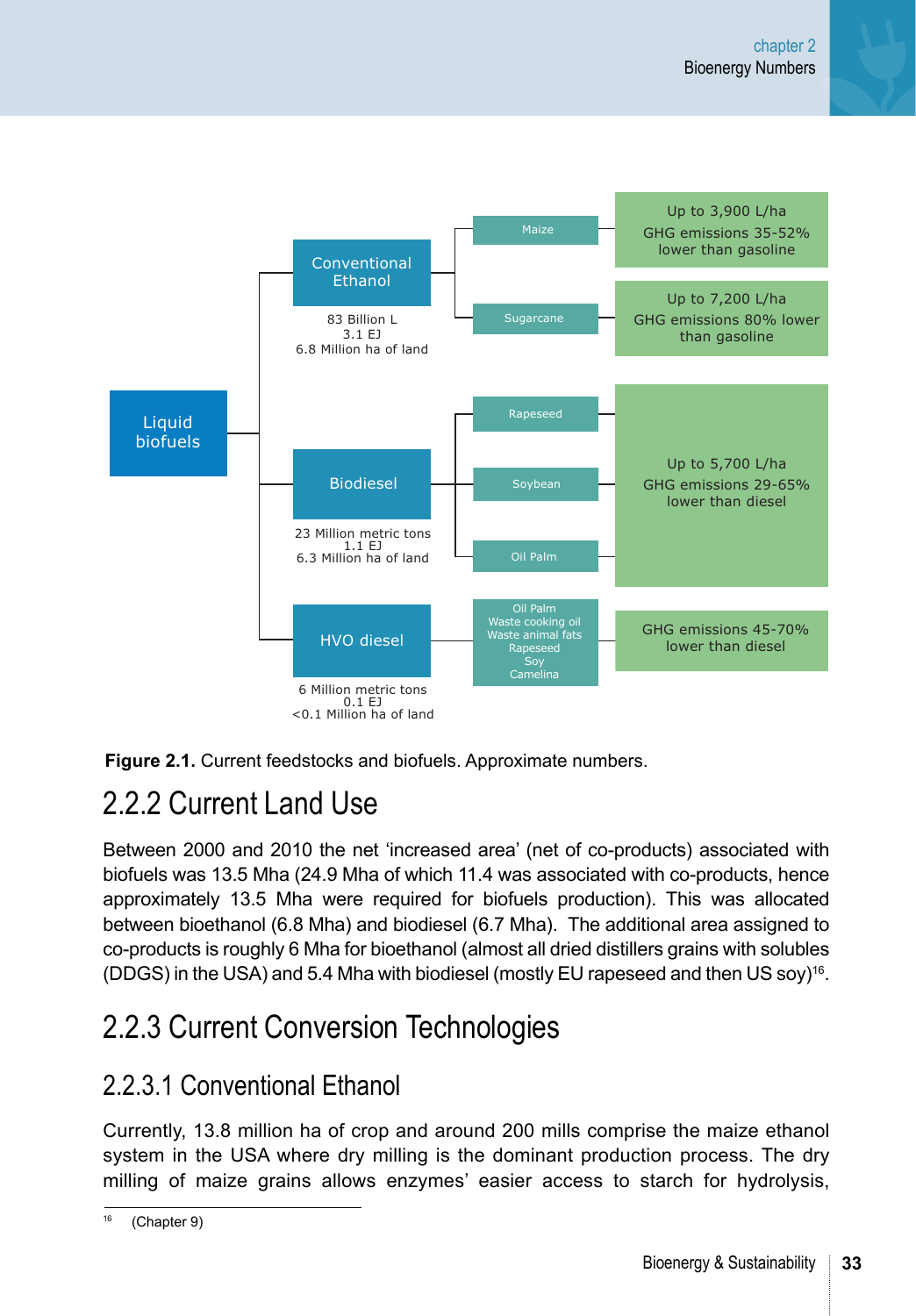- **Liquid biofuels**
  - **Conventional Ethanol** — 83 Billion L, 3.1 EJ, 6.8 Million ha of land
    - Maize — Up to 3,900 L/ha; GHG emissions 35-52% lower than gasoline
    - Sugarcane — Up to 7,200 L/ha; GHG emissions 80% lower than gasoline
  - **Biodiesel** — 23 Million metric tons, 1.1 EJ, 6.3 Million ha of land
    - Rapeseed, Soybean, Oil Palm — Up to 5,700 L/ha; GHG emissions 29-65% lower than diesel
  - **HVO diesel** — 6 Million metric tons, 0.1 EJ, <0.1 Million ha of land
    - Oil Palm, Waste cooking oil, Waste animal fats, Rapeseed, Soy, Camelina — GHG emissions 45-70% lower than diesel

**Figure 2.1.** Current feedstocks and biofuels. Approximate numbers.

## 2.2.2 Current Land Use

Between 2000 and 2010 the net 'increased area' (net of co-products) associated with biofuels was 13.5 Mha (24.9 Mha of which 11.4 was associated with co-products, hence approximately 13.5 Mha were required for biofuels production). This was allocated between bioethanol (6.8 Mha) and biodiesel (6.7 Mha). The additional area assigned to co-products is roughly 6 Mha for bioethanol (almost all dried distillers grains with solubles (DDGS) in the USA) and 5.4 Mha with biodiesel (mostly EU rapeseed and then US soy)[16].

## 2.2.3 Current Conversion Technologies

### 2.2.3.1 Conventional Ethanol

Currently, 13.8 million ha of crop and around 200 mills comprise the maize ethanol system in the USA where dry milling is the dominant production process. The dry milling of maize grains allows enzymes' easier access to starch for hydrolysis,

[16] (Chapter 9)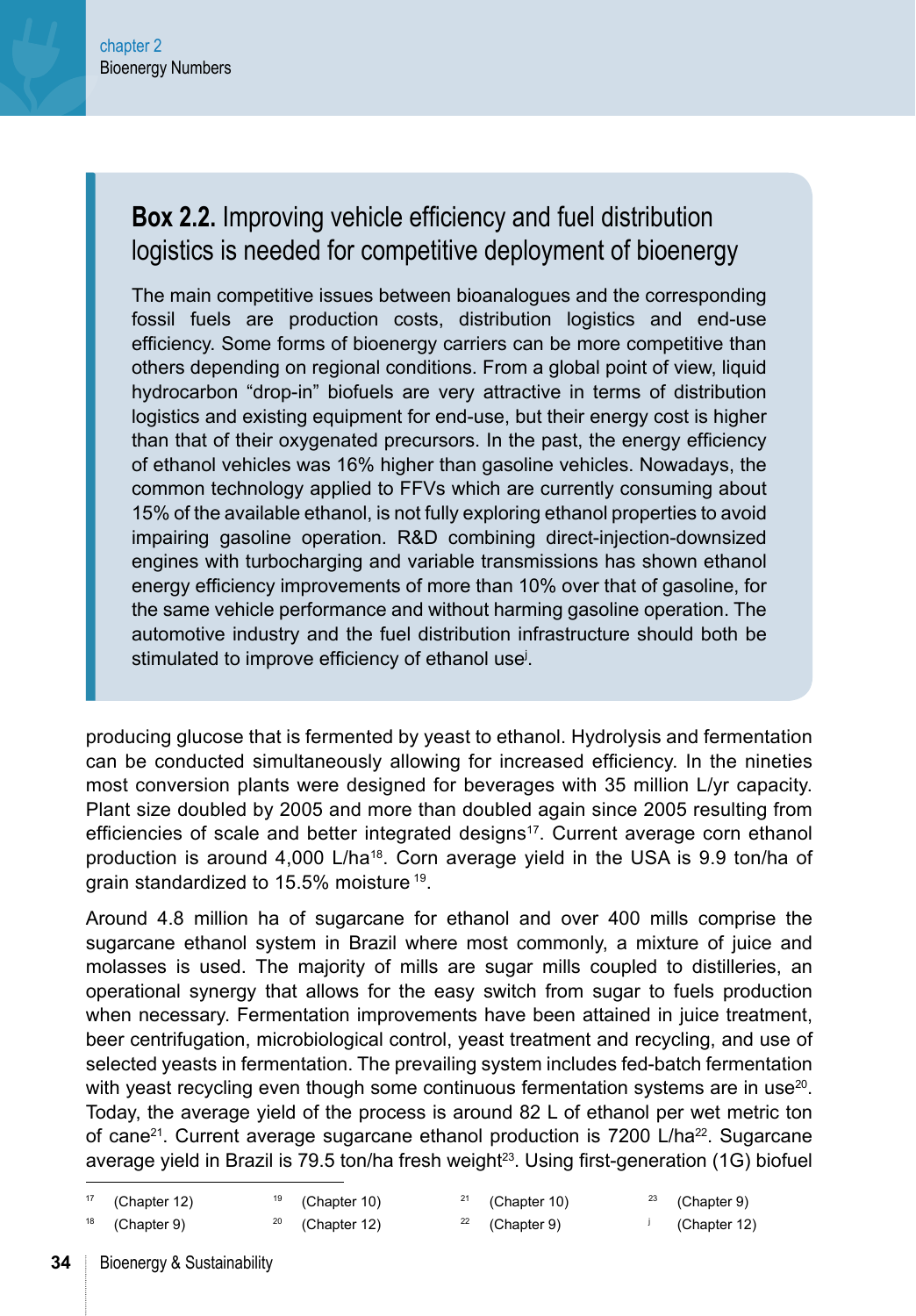### **Box 2.2.** Improving vehicle efficiency and fuel distribution logistics is needed for competitive deployment of bioenergy

The main competitive issues between bioanalogues and the corresponding fossil fuels are production costs, distribution logistics and end-use efficiency. Some forms of bioenergy carriers can be more competitive than others depending on regional conditions. From a global point of view, liquid hydrocarbon "drop-in" biofuels are very attractive in terms of distribution logistics and existing equipment for end-use, but their energy cost is higher than that of their oxygenated precursors. In the past, the energy efficiency of ethanol vehicles was 16% higher than gasoline vehicles. Nowadays, the common technology applied to FFVs which are currently consuming about 15% of the available ethanol, is not fully exploring ethanol properties to avoid impairing gasoline operation. R&D combining direct-injection-downsized engines with turbocharging and variable transmissions has shown ethanol energy efficiency improvements of more than 10% over that of gasoline, for the same vehicle performance and without harming gasoline operation. The automotive industry and the fuel distribution infrastructure should both be stimulated to improve efficiency of ethanol use[j].

producing glucose that is fermented by yeast to ethanol. Hydrolysis and fermentation can be conducted simultaneously allowing for increased efficiency. In the nineties most conversion plants were designed for beverages with 35 million L/yr capacity. Plant size doubled by 2005 and more than doubled again since 2005 resulting from efficiencies of scale and better integrated designs[17]. Current average corn ethanol production is around 4,000 L/ha[18]. Corn average yield in the USA is 9.9 ton/ha of grain standardized to 15.5% moisture [19].

Around 4.8 million ha of sugarcane for ethanol and over 400 mills comprise the sugarcane ethanol system in Brazil where most commonly, a mixture of juice and molasses is used. The majority of mills are sugar mills coupled to distilleries, an operational synergy that allows for the easy switch from sugar to fuels production when necessary. Fermentation improvements have been attained in juice treatment, beer centrifugation, microbiological control, yeast treatment and recycling, and use of selected yeasts in fermentation. The prevailing system includes fed-batch fermentation with yeast recycling even though some continuous fermentation systems are in use[20]. Today, the average yield of the process is around 82 L of ethanol per wet metric ton of cane[21]. Current average sugarcane ethanol production is 7200 L/ha[22]. Sugarcane average yield in Brazil is 79.5 ton/ha fresh weight[23]. Using first-generation (1G) biofuel

---

[17] (Chapter 12)
[18] (Chapter 9)
[19] (Chapter 10)
[20] (Chapter 12)
[21] (Chapter 10)
[22] (Chapter 9)
[23] (Chapter 9)
[j] (Chapter 12)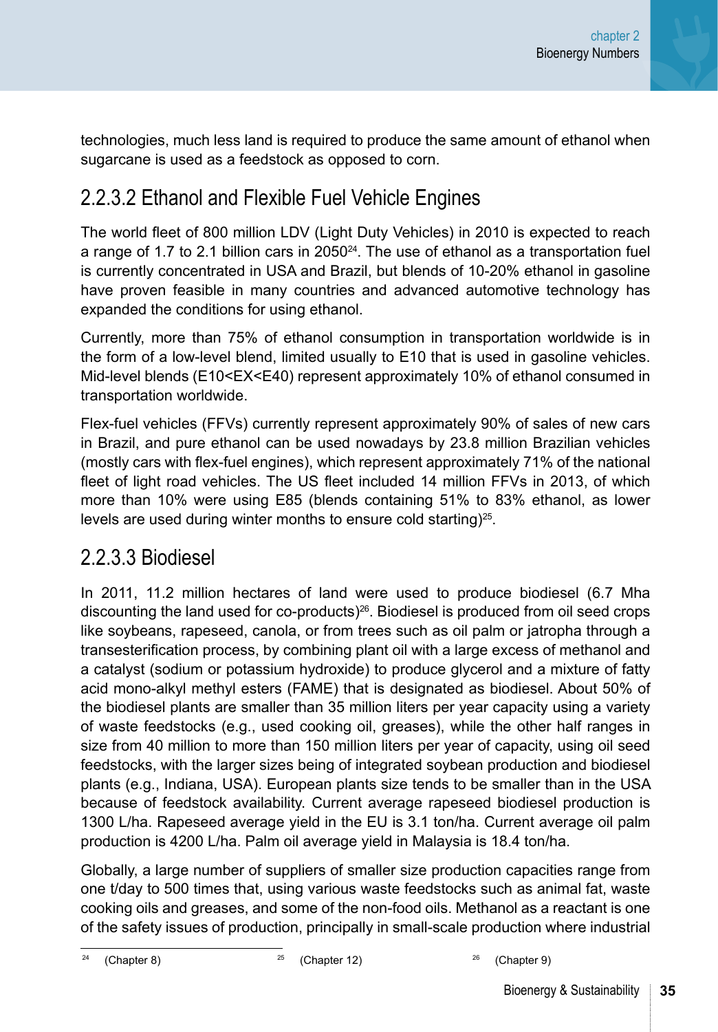technologies, much less land is required to produce the same amount of ethanol when sugarcane is used as a feedstock as opposed to corn.

### 2.2.3.2 Ethanol and Flexible Fuel Vehicle Engines

The world fleet of 800 million LDV (Light Duty Vehicles) in 2010 is expected to reach a range of 1.7 to 2.1 billion cars in 2050[24]. The use of ethanol as a transportation fuel is currently concentrated in USA and Brazil, but blends of 10-20% ethanol in gasoline have proven feasible in many countries and advanced automotive technology has expanded the conditions for using ethanol.

Currently, more than 75% of ethanol consumption in transportation worldwide is in the form of a low-level blend, limited usually to E10 that is used in gasoline vehicles. Mid-level blends (E10<EX<E40) represent approximately 10% of ethanol consumed in transportation worldwide.

Flex-fuel vehicles (FFVs) currently represent approximately 90% of sales of new cars in Brazil, and pure ethanol can be used nowadays by 23.8 million Brazilian vehicles (mostly cars with flex-fuel engines), which represent approximately 71% of the national fleet of light road vehicles. The US fleet included 14 million FFVs in 2013, of which more than 10% were using E85 (blends containing 51% to 83% ethanol, as lower levels are used during winter months to ensure cold starting)[25].

### 2.2.3.3 Biodiesel

In 2011, 11.2 million hectares of land were used to produce biodiesel (6.7 Mha discounting the land used for co-products)[26]. Biodiesel is produced from oil seed crops like soybeans, rapeseed, canola, or from trees such as oil palm or jatropha through a transesterification process, by combining plant oil with a large excess of methanol and a catalyst (sodium or potassium hydroxide) to produce glycerol and a mixture of fatty acid mono-alkyl methyl esters (FAME) that is designated as biodiesel. About 50% of the biodiesel plants are smaller than 35 million liters per year capacity using a variety of waste feedstocks (e.g., used cooking oil, greases), while the other half ranges in size from 40 million to more than 150 million liters per year of capacity, using oil seed feedstocks, with the larger sizes being of integrated soybean production and biodiesel plants (e.g., Indiana, USA). European plants size tends to be smaller than in the USA because of feedstock availability. Current average rapeseed biodiesel production is 1300 L/ha. Rapeseed average yield in the EU is 3.1 ton/ha. Current average oil palm production is 4200 L/ha. Palm oil average yield in Malaysia is 18.4 ton/ha.

Globally, a large number of suppliers of smaller size production capacities range from one t/day to 500 times that, using various waste feedstocks such as animal fat, waste cooking oils and greases, and some of the non-food oils. Methanol as a reactant is one of the safety issues of production, principally in small-scale production where industrial

---

[24] (Chapter 8)

[25] (Chapter 12)

[26] (Chapter 9)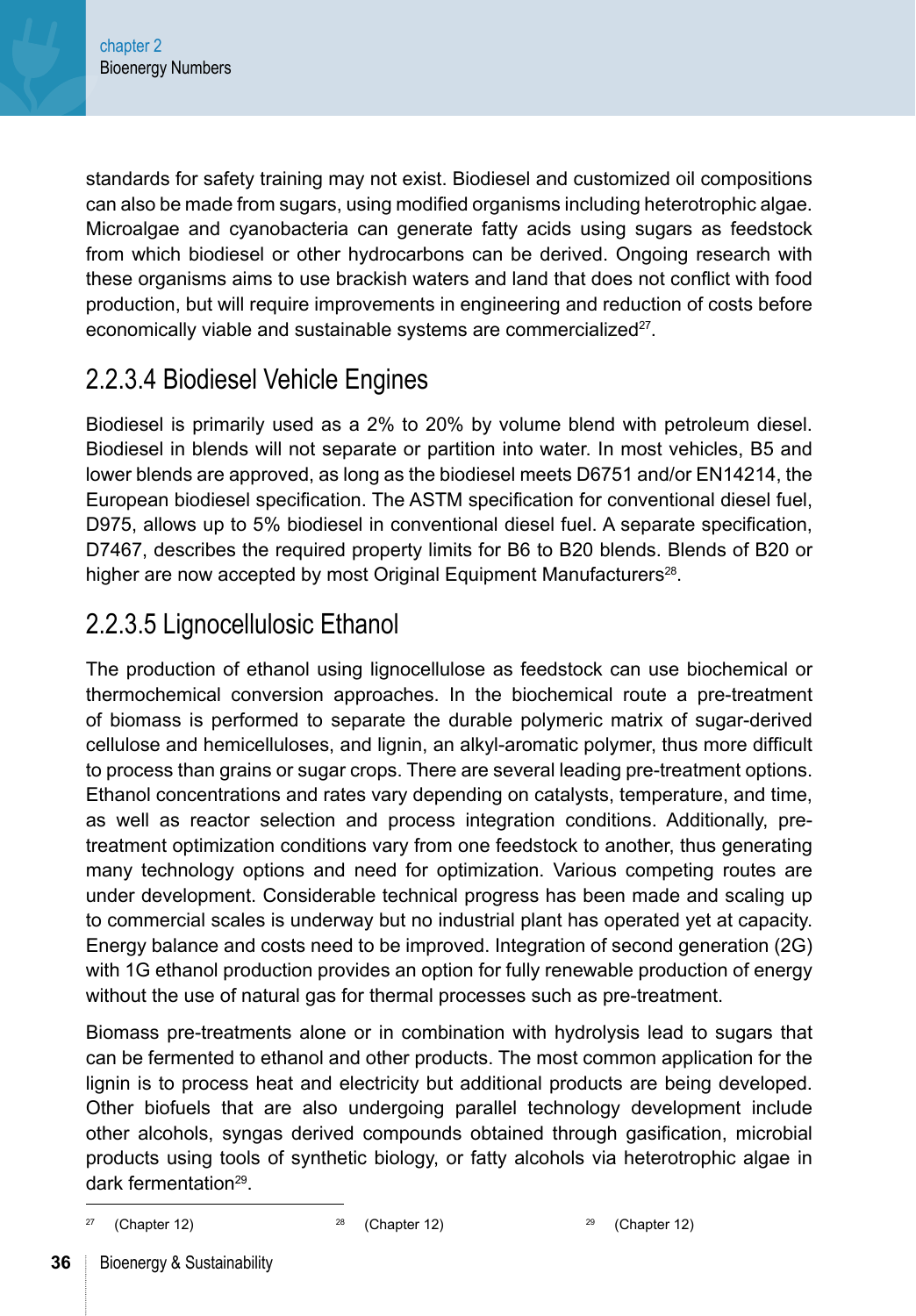standards for safety training may not exist. Biodiesel and customized oil compositions can also be made from sugars, using modified organisms including heterotrophic algae. Microalgae and cyanobacteria can generate fatty acids using sugars as feedstock from which biodiesel or other hydrocarbons can be derived. Ongoing research with these organisms aims to use brackish waters and land that does not conflict with food production, but will require improvements in engineering and reduction of costs before economically viable and sustainable systems are commercialized[27].

### 2.2.3.4 Biodiesel Vehicle Engines

Biodiesel is primarily used as a 2% to 20% by volume blend with petroleum diesel. Biodiesel in blends will not separate or partition into water. In most vehicles, B5 and lower blends are approved, as long as the biodiesel meets D6751 and/or EN14214, the European biodiesel specification. The ASTM specification for conventional diesel fuel, D975, allows up to 5% biodiesel in conventional diesel fuel. A separate specification, D7467, describes the required property limits for B6 to B20 blends. Blends of B20 or higher are now accepted by most Original Equipment Manufacturers[28].

### 2.2.3.5 Lignocellulosic Ethanol

The production of ethanol using lignocellulose as feedstock can use biochemical or thermochemical conversion approaches. In the biochemical route a pre-treatment of biomass is performed to separate the durable polymeric matrix of sugar-derived cellulose and hemicelluloses, and lignin, an alkyl-aromatic polymer, thus more difficult to process than grains or sugar crops. There are several leading pre-treatment options. Ethanol concentrations and rates vary depending on catalysts, temperature, and time, as well as reactor selection and process integration conditions. Additionally, pre-treatment optimization conditions vary from one feedstock to another, thus generating many technology options and need for optimization. Various competing routes are under development. Considerable technical progress has been made and scaling up to commercial scales is underway but no industrial plant has operated yet at capacity. Energy balance and costs need to be improved. Integration of second generation (2G) with 1G ethanol production provides an option for fully renewable production of energy without the use of natural gas for thermal processes such as pre-treatment.

Biomass pre-treatments alone or in combination with hydrolysis lead to sugars that can be fermented to ethanol and other products. The most common application for the lignin is to process heat and electricity but additional products are being developed. Other biofuels that are also undergoing parallel technology development include other alcohols, syngas derived compounds obtained through gasification, microbial products using tools of synthetic biology, or fatty alcohols via heterotrophic algae in dark fermentation[29].

---

[27] (Chapter 12)

[28] (Chapter 12)

[29] (Chapter 12)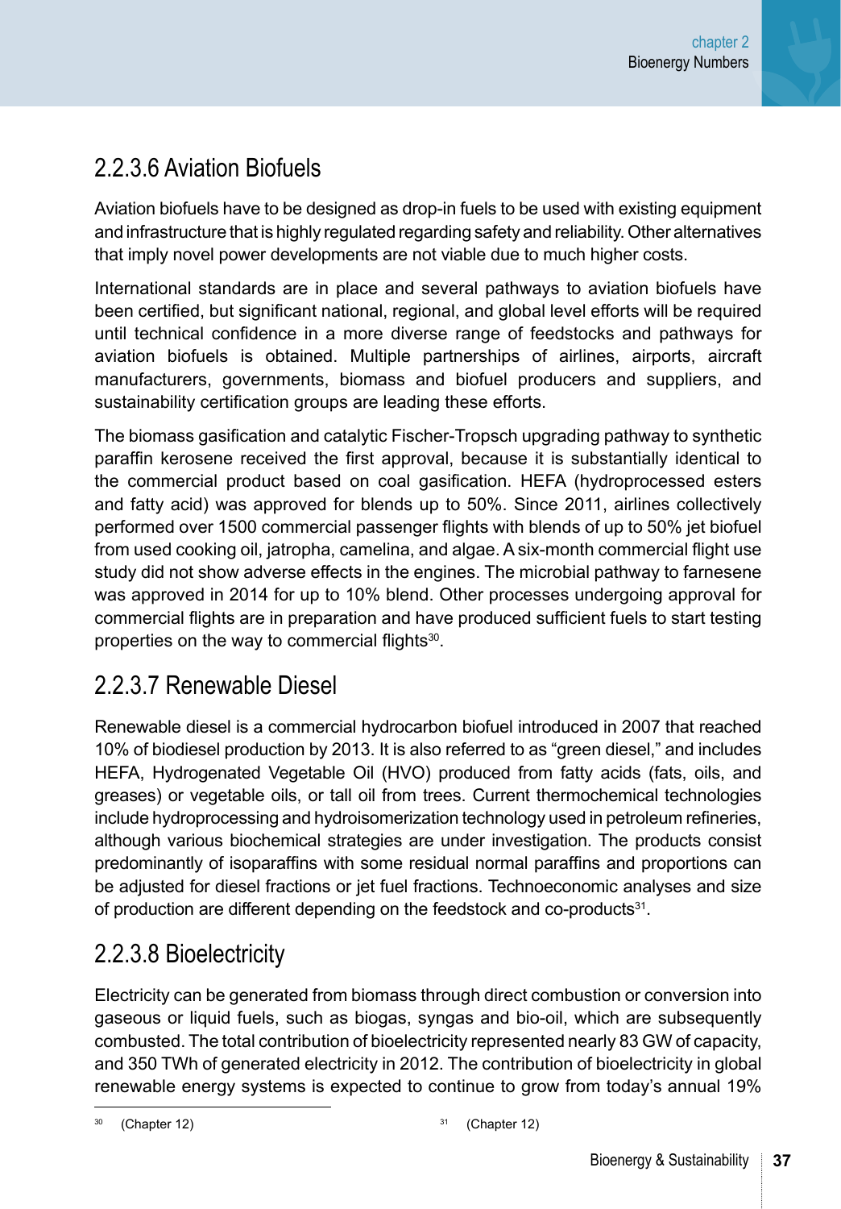### 2.2.3.6 Aviation Biofuels

Aviation biofuels have to be designed as drop-in fuels to be used with existing equipment and infrastructure that is highly regulated regarding safety and reliability. Other alternatives that imply novel power developments are not viable due to much higher costs.

International standards are in place and several pathways to aviation biofuels have been certified, but significant national, regional, and global level efforts will be required until technical confidence in a more diverse range of feedstocks and pathways for aviation biofuels is obtained. Multiple partnerships of airlines, airports, aircraft manufacturers, governments, biomass and biofuel producers and suppliers, and sustainability certification groups are leading these efforts.

The biomass gasification and catalytic Fischer-Tropsch upgrading pathway to synthetic paraffin kerosene received the first approval, because it is substantially identical to the commercial product based on coal gasification. HEFA (hydroprocessed esters and fatty acid) was approved for blends up to 50%. Since 2011, airlines collectively performed over 1500 commercial passenger flights with blends of up to 50% jet biofuel from used cooking oil, jatropha, camelina, and algae. A six-month commercial flight use study did not show adverse effects in the engines. The microbial pathway to farnesene was approved in 2014 for up to 10% blend. Other processes undergoing approval for commercial flights are in preparation and have produced sufficient fuels to start testing properties on the way to commercial flights[30].

### 2.2.3.7 Renewable Diesel

Renewable diesel is a commercial hydrocarbon biofuel introduced in 2007 that reached 10% of biodiesel production by 2013. It is also referred to as "green diesel," and includes HEFA, Hydrogenated Vegetable Oil (HVO) produced from fatty acids (fats, oils, and greases) or vegetable oils, or tall oil from trees. Current thermochemical technologies include hydroprocessing and hydroisomerization technology used in petroleum refineries, although various biochemical strategies are under investigation. The products consist predominantly of isoparaffins with some residual normal paraffins and proportions can be adjusted for diesel fractions or jet fuel fractions. Technoeconomic analyses and size of production are different depending on the feedstock and co-products[31].

### 2.2.3.8 Bioelectricity

Electricity can be generated from biomass through direct combustion or conversion into gaseous or liquid fuels, such as biogas, syngas and bio-oil, which are subsequently combusted. The total contribution of bioelectricity represented nearly 83 GW of capacity, and 350 TWh of generated electricity in 2012. The contribution of bioelectricity in global renewable energy systems is expected to continue to grow from today's annual 19%

[30] (Chapter 12)

[31] (Chapter 12)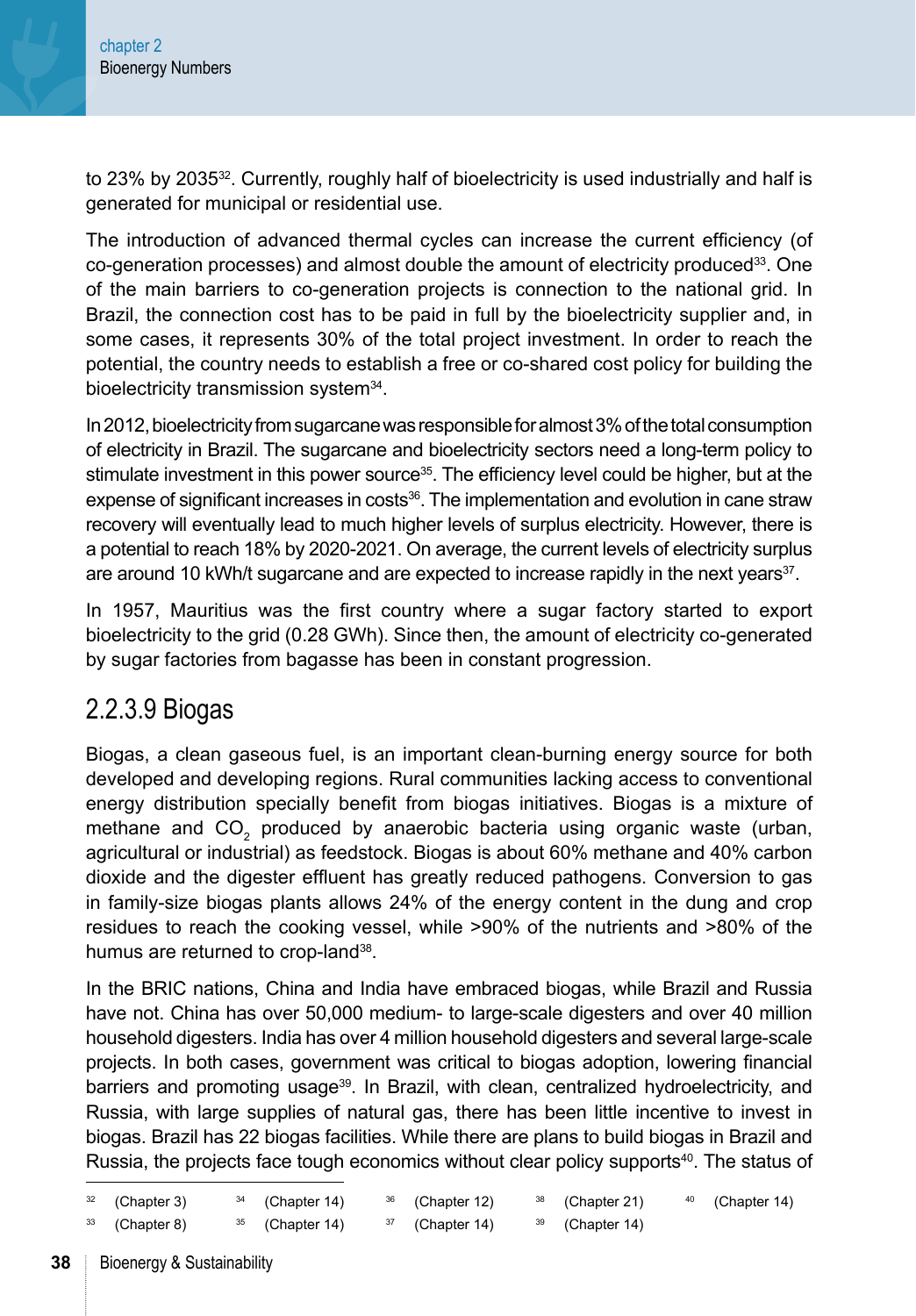to 23% by 2035[32]. Currently, roughly half of bioelectricity is used industrially and half is generated for municipal or residential use.

The introduction of advanced thermal cycles can increase the current efficiency (of co-generation processes) and almost double the amount of electricity produced[33]. One of the main barriers to co-generation projects is connection to the national grid. In Brazil, the connection cost has to be paid in full by the bioelectricity supplier and, in some cases, it represents 30% of the total project investment. In order to reach the potential, the country needs to establish a free or co-shared cost policy for building the bioelectricity transmission system[34].

In 2012, bioelectricity from sugarcane was responsible for almost 3% of the total consumption of electricity in Brazil. The sugarcane and bioelectricity sectors need a long-term policy to stimulate investment in this power source[35]. The efficiency level could be higher, but at the expense of significant increases in costs[36]. The implementation and evolution in cane straw recovery will eventually lead to much higher levels of surplus electricity. However, there is a potential to reach 18% by 2020-2021. On average, the current levels of electricity surplus are around 10 kWh/t sugarcane and are expected to increase rapidly in the next years[37].

In 1957, Mauritius was the first country where a sugar factory started to export bioelectricity to the grid (0.28 GWh). Since then, the amount of electricity co-generated by sugar factories from bagasse has been in constant progression.

## 2.2.3.9 Biogas

Biogas, a clean gaseous fuel, is an important clean-burning energy source for both developed and developing regions. Rural communities lacking access to conventional energy distribution specially benefit from biogas initiatives. Biogas is a mixture of methane and $CO_2$ produced by anaerobic bacteria using organic waste (urban, agricultural or industrial) as feedstock. Biogas is about 60% methane and 40% carbon dioxide and the digester effluent has greatly reduced pathogens. Conversion to gas in family-size biogas plants allows 24% of the energy content in the dung and crop residues to reach the cooking vessel, while >90% of the nutrients and >80% of the humus are returned to crop-land[38].

In the BRIC nations, China and India have embraced biogas, while Brazil and Russia have not. China has over 50,000 medium- to large-scale digesters and over 40 million household digesters. India has over 4 million household digesters and several large-scale projects. In both cases, government was critical to biogas adoption, lowering financial barriers and promoting usage[39]. In Brazil, with clean, centralized hydroelectricity, and Russia, with large supplies of natural gas, there has been little incentive to invest in biogas. Brazil has 22 biogas facilities. While there are plans to build biogas in Brazil and Russia, the projects face tough economics without clear policy supports[40]. The status of

---

[32] (Chapter 3)
[33] (Chapter 8)
[34] (Chapter 14)
[35] (Chapter 14)
[36] (Chapter 12)
[37] (Chapter 14)
[38] (Chapter 21)
[39] (Chapter 14)
[40] (Chapter 14)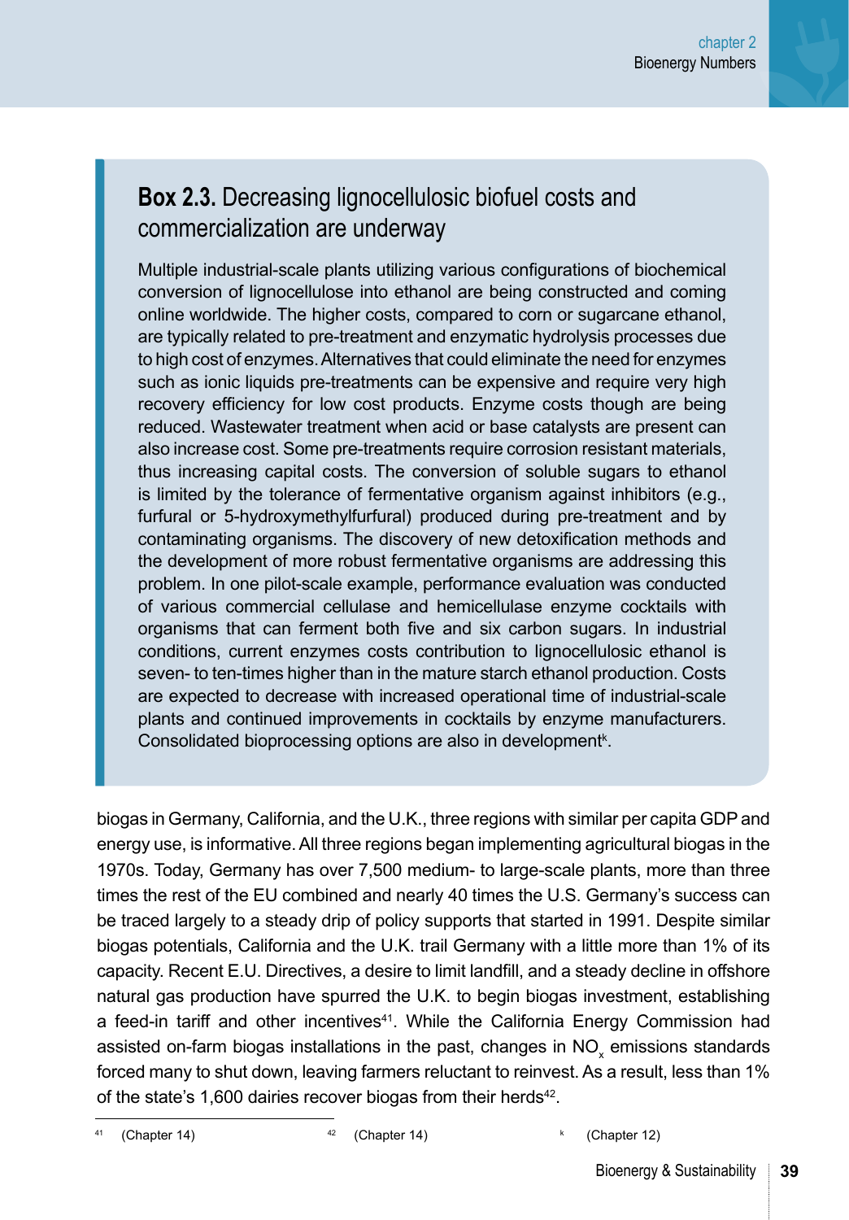### Box 2.3. Decreasing lignocellulosic biofuel costs and commercialization are underway

Multiple industrial-scale plants utilizing various configurations of biochemical conversion of lignocellulose into ethanol are being constructed and coming online worldwide. The higher costs, compared to corn or sugarcane ethanol, are typically related to pre-treatment and enzymatic hydrolysis processes due to high cost of enzymes. Alternatives that could eliminate the need for enzymes such as ionic liquids pre-treatments can be expensive and require very high recovery efficiency for low cost products. Enzyme costs though are being reduced. Wastewater treatment when acid or base catalysts are present can also increase cost. Some pre-treatments require corrosion resistant materials, thus increasing capital costs. The conversion of soluble sugars to ethanol is limited by the tolerance of fermentative organism against inhibitors (e.g., furfural or 5-hydroxymethylfurfural) produced during pre-treatment and by contaminating organisms. The discovery of new detoxification methods and the development of more robust fermentative organisms are addressing this problem. In one pilot-scale example, performance evaluation was conducted of various commercial cellulase and hemicellulase enzyme cocktails with organisms that can ferment both five and six carbon sugars. In industrial conditions, current enzymes costs contribution to lignocellulosic ethanol is seven- to ten-times higher than in the mature starch ethanol production. Costs are expected to decrease with increased operational time of industrial-scale plants and continued improvements in cocktails by enzyme manufacturers. Consolidated bioprocessing options are also in development[k].

biogas in Germany, California, and the U.K., three regions with similar per capita GDP and energy use, is informative. All three regions began implementing agricultural biogas in the 1970s. Today, Germany has over 7,500 medium- to large-scale plants, more than three times the rest of the EU combined and nearly 40 times the U.S. Germany's success can be traced largely to a steady drip of policy supports that started in 1991. Despite similar biogas potentials, California and the U.K. trail Germany with a little more than 1% of its capacity. Recent E.U. Directives, a desire to limit landfill, and a steady decline in offshore natural gas production have spurred the U.K. to begin biogas investment, establishing a feed-in tariff and other incentives[41]. While the California Energy Commission had assisted on-farm biogas installations in the past, changes in $NO_x$ emissions standards forced many to shut down, leaving farmers reluctant to reinvest. As a result, less than 1% of the state's 1,600 dairies recover biogas from their herds[42].

---

[41] (Chapter 14)

[42] (Chapter 14)

[k] (Chapter 12)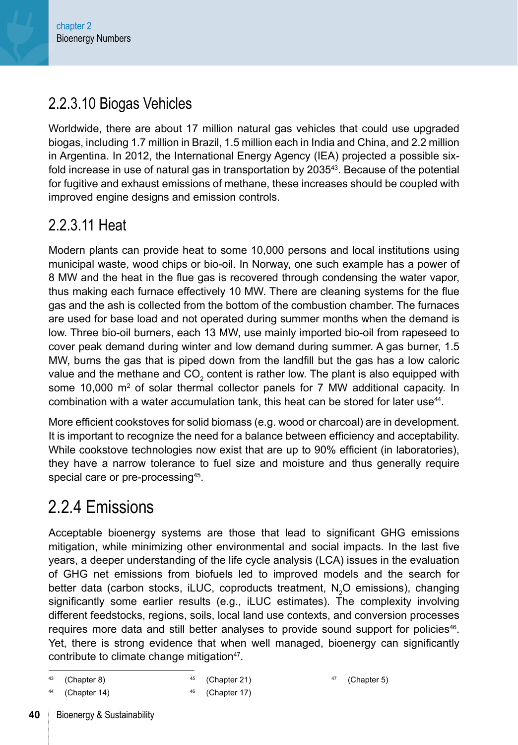### 2.2.3.10 Biogas Vehicles

Worldwide, there are about 17 million natural gas vehicles that could use upgraded biogas, including 1.7 million in Brazil, 1.5 million each in India and China, and 2.2 million in Argentina. In 2012, the International Energy Agency (IEA) projected a possible six-fold increase in use of natural gas in transportation by 2035[43]. Because of the potential for fugitive and exhaust emissions of methane, these increases should be coupled with improved engine designs and emission controls.

### 2.2.3.11 Heat

Modern plants can provide heat to some 10,000 persons and local institutions using municipal waste, wood chips or bio-oil. In Norway, one such example has a power of 8 MW and the heat in the flue gas is recovered through condensing the water vapor, thus making each furnace effectively 10 MW. There are cleaning systems for the flue gas and the ash is collected from the bottom of the combustion chamber. The furnaces are used for base load and not operated during summer months when the demand is low. Three bio-oil burners, each 13 MW, use mainly imported bio-oil from rapeseed to cover peak demand during winter and low demand during summer. A gas burner, 1.5 MW, burns the gas that is piped down from the landfill but the gas has a low caloric value and the methane and $CO_2$ content is rather low. The plant is also equipped with some 10,000 $m^2$ of solar thermal collector panels for 7 MW additional capacity. In combination with a water accumulation tank, this heat can be stored for later use[44].

More efficient cookstoves for solid biomass (e.g. wood or charcoal) are in development. It is important to recognize the need for a balance between efficiency and acceptability. While cookstove technologies now exist that are up to 90% efficient (in laboratories), they have a narrow tolerance to fuel size and moisture and thus generally require special care or pre-processing[45].

## 2.2.4 Emissions

Acceptable bioenergy systems are those that lead to significant GHG emissions mitigation, while minimizing other environmental and social impacts. In the last five years, a deeper understanding of the life cycle analysis (LCA) issues in the evaluation of GHG net emissions from biofuels led to improved models and the search for better data (carbon stocks, iLUC, coproducts treatment, $N_2O$ emissions), changing significantly some earlier results (e.g., iLUC estimates). The complexity involving different feedstocks, regions, soils, local land use contexts, and conversion processes requires more data and still better analyses to provide sound support for policies[46]. Yet, there is strong evidence that when well managed, bioenergy can significantly contribute to climate change mitigation[47].

---

[43] (Chapter 8)
[44] (Chapter 14)
[45] (Chapter 21)
[46] (Chapter 17)
[47] (Chapter 5)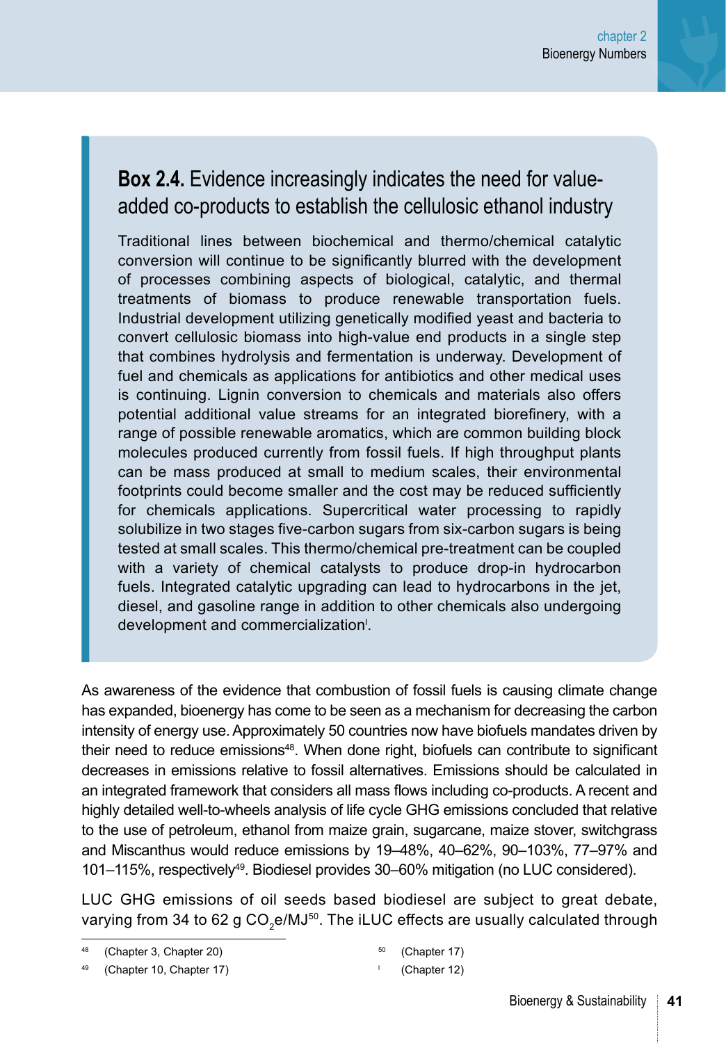## Box 2.4. Evidence increasingly indicates the need for value-added co-products to establish the cellulosic ethanol industry

Traditional lines between biochemical and thermo/chemical catalytic conversion will continue to be significantly blurred with the development of processes combining aspects of biological, catalytic, and thermal treatments of biomass to produce renewable transportation fuels. Industrial development utilizing genetically modified yeast and bacteria to convert cellulosic biomass into high-value end products in a single step that combines hydrolysis and fermentation is underway. Development of fuel and chemicals as applications for antibiotics and other medical uses is continuing. Lignin conversion to chemicals and materials also offers potential additional value streams for an integrated biorefinery, with a range of possible renewable aromatics, which are common building block molecules produced currently from fossil fuels. If high throughput plants can be mass produced at small to medium scales, their environmental footprints could become smaller and the cost may be reduced sufficiently for chemicals applications. Supercritical water processing to rapidly solubilize in two stages five-carbon sugars from six-carbon sugars is being tested at small scales. This thermo/chemical pre-treatment can be coupled with a variety of chemical catalysts to produce drop-in hydrocarbon fuels. Integrated catalytic upgrading can lead to hydrocarbons in the jet, diesel, and gasoline range in addition to other chemicals also undergoing development and commercialization[l].

As awareness of the evidence that combustion of fossil fuels is causing climate change has expanded, bioenergy has come to be seen as a mechanism for decreasing the carbon intensity of energy use. Approximately 50 countries now have biofuels mandates driven by their need to reduce emissions[48]. When done right, biofuels can contribute to significant decreases in emissions relative to fossil alternatives. Emissions should be calculated in an integrated framework that considers all mass flows including co-products. A recent and highly detailed well-to-wheels analysis of life cycle GHG emissions concluded that relative to the use of petroleum, ethanol from maize grain, sugarcane, maize stover, switchgrass and Miscanthus would reduce emissions by 19–48%, 40–62%, 90–103%, 77–97% and 101–115%, respectively[49]. Biodiesel provides 30–60% mitigation (no LUC considered).

LUC GHG emissions of oil seeds based biodiesel are subject to great debate, varying from 34 to 62 g $CO_2$e/MJ[50]. The iLUC effects are usually calculated through

[48] (Chapter 3, Chapter 20)

[49] (Chapter 10, Chapter 17)

[50] (Chapter 17)

[l] (Chapter 12)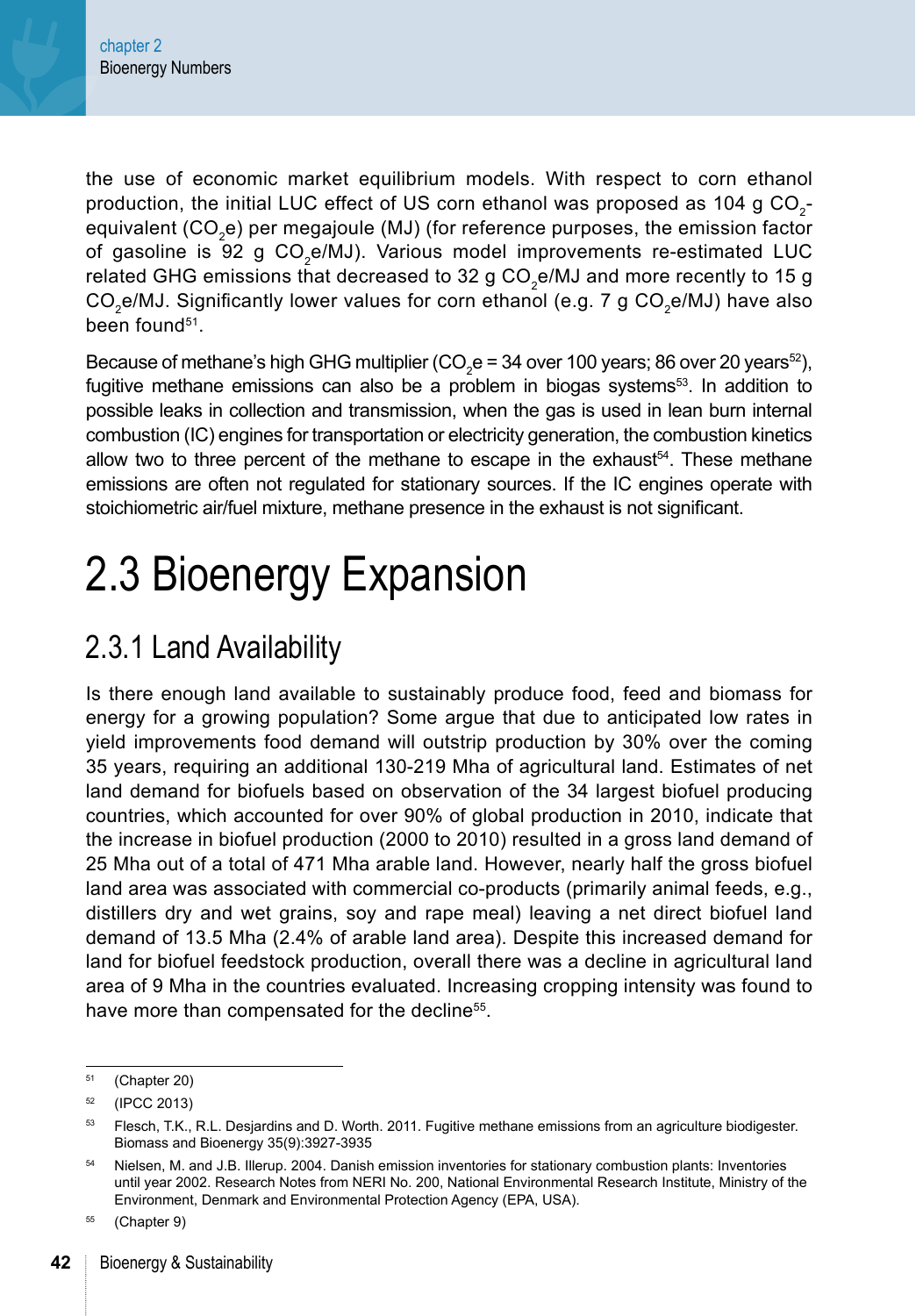the use of economic market equilibrium models. With respect to corn ethanol production, the initial LUC effect of US corn ethanol was proposed as 104 g $CO_2$-equivalent ($CO_2$e) per megajoule (MJ) (for reference purposes, the emission factor of gasoline is 92 g $CO_2$e/MJ). Various model improvements re-estimated LUC related GHG emissions that decreased to 32 g $CO_2$e/MJ and more recently to 15 g $CO_2$e/MJ. Significantly lower values for corn ethanol (e.g. 7 g $CO_2$e/MJ) have also been found[51].

Because of methane's high GHG multiplier ($CO_2$e = 34 over 100 years; 86 over 20 years[52]), fugitive methane emissions can also be a problem in biogas systems[53]. In addition to possible leaks in collection and transmission, when the gas is used in lean burn internal combustion (IC) engines for transportation or electricity generation, the combustion kinetics allow two to three percent of the methane to escape in the exhaust[54]. These methane emissions are often not regulated for stationary sources. If the IC engines operate with stoichiometric air/fuel mixture, methane presence in the exhaust is not significant.

# 2.3 Bioenergy Expansion

## 2.3.1 Land Availability

Is there enough land available to sustainably produce food, feed and biomass for energy for a growing population? Some argue that due to anticipated low rates in yield improvements food demand will outstrip production by 30% over the coming 35 years, requiring an additional 130-219 Mha of agricultural land. Estimates of net land demand for biofuels based on observation of the 34 largest biofuel producing countries, which accounted for over 90% of global production in 2010, indicate that the increase in biofuel production (2000 to 2010) resulted in a gross land demand of 25 Mha out of a total of 471 Mha arable land. However, nearly half the gross biofuel land area was associated with commercial co-products (primarily animal feeds, e.g., distillers dry and wet grains, soy and rape meal) leaving a net direct biofuel land demand of 13.5 Mha (2.4% of arable land area). Despite this increased demand for land for biofuel feedstock production, overall there was a decline in agricultural land area of 9 Mha in the countries evaluated. Increasing cropping intensity was found to have more than compensated for the decline[55].

---

[51] (Chapter 20)

[52] (IPCC 2013)

[53] Flesch, T.K., R.L. Desjardins and D. Worth. 2011. Fugitive methane emissions from an agriculture biodigester. Biomass and Bioenergy 35(9):3927-3935

[54] Nielsen, M. and J.B. Illerup. 2004. Danish emission inventories for stationary combustion plants: Inventories until year 2002. Research Notes from NERI No. 200, National Environmental Research Institute, Ministry of the Environment, Denmark and Environmental Protection Agency (EPA, USA).

[55] (Chapter 9)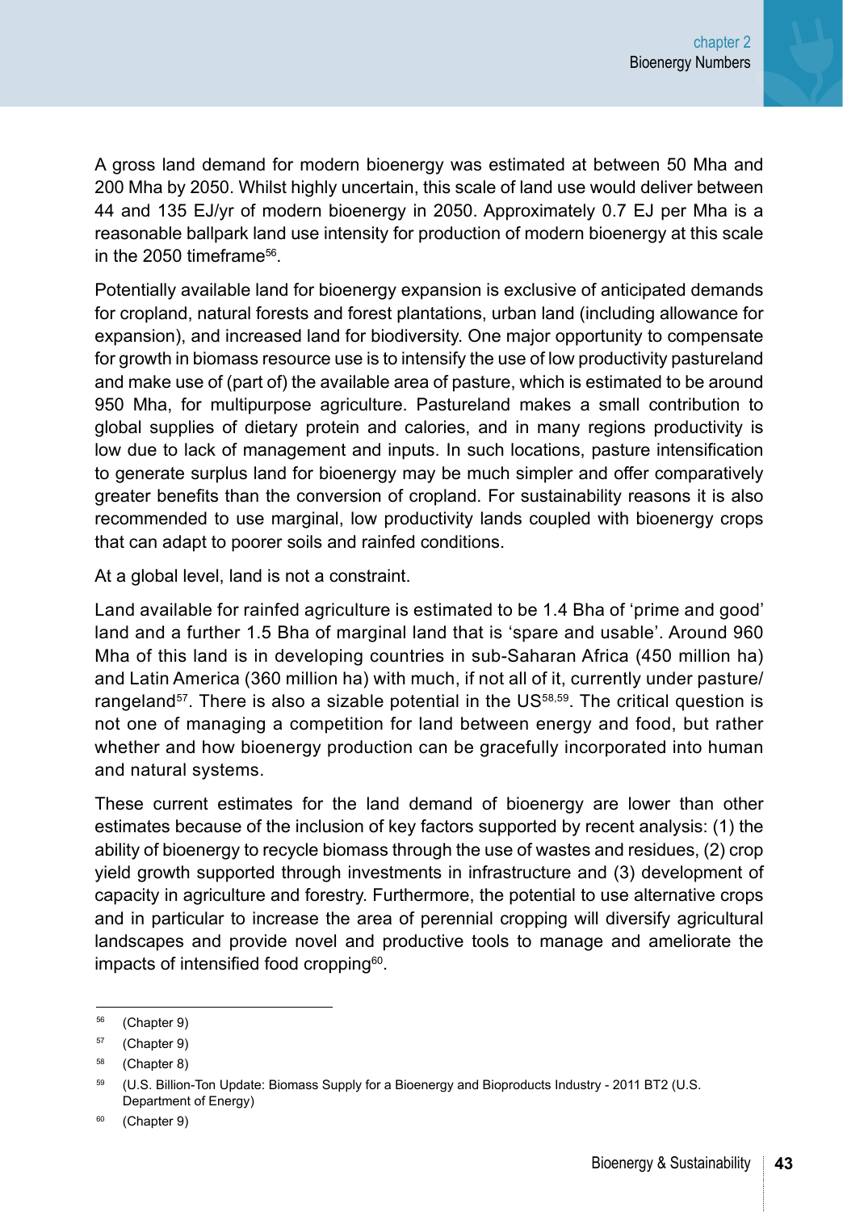A gross land demand for modern bioenergy was estimated at between 50 Mha and 200 Mha by 2050. Whilst highly uncertain, this scale of land use would deliver between 44 and 135 EJ/yr of modern bioenergy in 2050. Approximately 0.7 EJ per Mha is a reasonable ballpark land use intensity for production of modern bioenergy at this scale in the 2050 timeframe[56].

Potentially available land for bioenergy expansion is exclusive of anticipated demands for cropland, natural forests and forest plantations, urban land (including allowance for expansion), and increased land for biodiversity. One major opportunity to compensate for growth in biomass resource use is to intensify the use of low productivity pastureland and make use of (part of) the available area of pasture, which is estimated to be around 950 Mha, for multipurpose agriculture. Pastureland makes a small contribution to global supplies of dietary protein and calories, and in many regions productivity is low due to lack of management and inputs. In such locations, pasture intensification to generate surplus land for bioenergy may be much simpler and offer comparatively greater benefits than the conversion of cropland. For sustainability reasons it is also recommended to use marginal, low productivity lands coupled with bioenergy crops that can adapt to poorer soils and rainfed conditions.

At a global level, land is not a constraint.

Land available for rainfed agriculture is estimated to be 1.4 Bha of 'prime and good' land and a further 1.5 Bha of marginal land that is 'spare and usable'. Around 960 Mha of this land is in developing countries in sub-Saharan Africa (450 million ha) and Latin America (360 million ha) with much, if not all of it, currently under pasture/rangeland[57]. There is also a sizable potential in the US[58,59]. The critical question is not one of managing a competition for land between energy and food, but rather whether and how bioenergy production can be gracefully incorporated into human and natural systems.

These current estimates for the land demand of bioenergy are lower than other estimates because of the inclusion of key factors supported by recent analysis: (1) the ability of bioenergy to recycle biomass through the use of wastes and residues, (2) crop yield growth supported through investments in infrastructure and (3) development of capacity in agriculture and forestry. Furthermore, the potential to use alternative crops and in particular to increase the area of perennial cropping will diversify agricultural landscapes and provide novel and productive tools to manage and ameliorate the impacts of intensified food cropping[60].

---

[56] (Chapter 9)

[57] (Chapter 9)

[58] (Chapter 8)

[59] (U.S. Billion-Ton Update: Biomass Supply for a Bioenergy and Bioproducts Industry - 2011 BT2 (U.S. Department of Energy)

[60] (Chapter 9)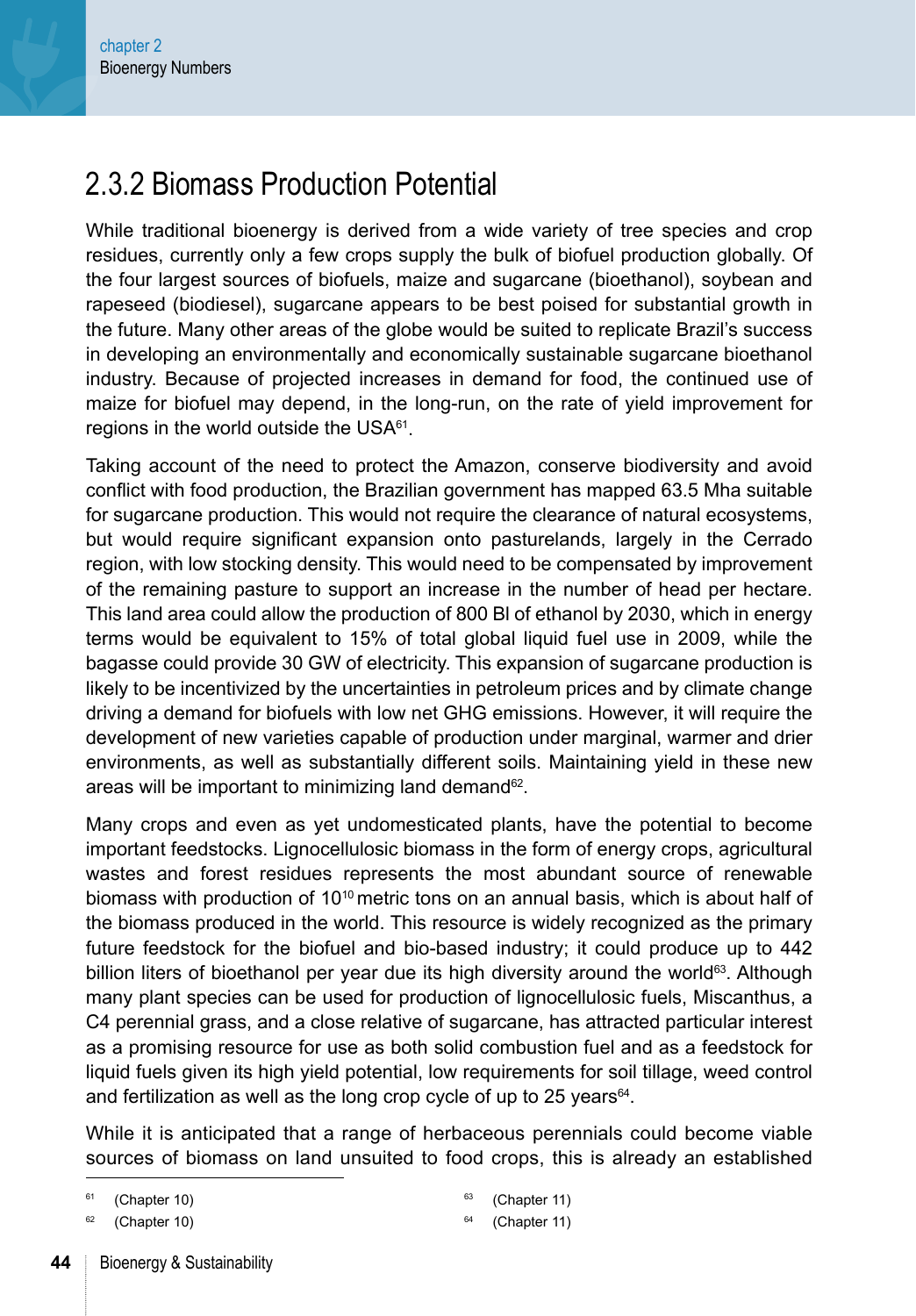## 2.3.2 Biomass Production Potential

While traditional bioenergy is derived from a wide variety of tree species and crop residues, currently only a few crops supply the bulk of biofuel production globally. Of the four largest sources of biofuels, maize and sugarcane (bioethanol), soybean and rapeseed (biodiesel), sugarcane appears to be best poised for substantial growth in the future. Many other areas of the globe would be suited to replicate Brazil's success in developing an environmentally and economically sustainable sugarcane bioethanol industry. Because of projected increases in demand for food, the continued use of maize for biofuel may depend, in the long-run, on the rate of yield improvement for regions in the world outside the USA[61].

Taking account of the need to protect the Amazon, conserve biodiversity and avoid conflict with food production, the Brazilian government has mapped 63.5 Mha suitable for sugarcane production. This would not require the clearance of natural ecosystems, but would require significant expansion onto pasturelands, largely in the Cerrado region, with low stocking density. This would need to be compensated by improvement of the remaining pasture to support an increase in the number of head per hectare. This land area could allow the production of 800 Bl of ethanol by 2030, which in energy terms would be equivalent to 15% of total global liquid fuel use in 2009, while the bagasse could provide 30 GW of electricity. This expansion of sugarcane production is likely to be incentivized by the uncertainties in petroleum prices and by climate change driving a demand for biofuels with low net GHG emissions. However, it will require the development of new varieties capable of production under marginal, warmer and drier environments, as well as substantially different soils. Maintaining yield in these new areas will be important to minimizing land demand[62].

Many crops and even as yet undomesticated plants, have the potential to become important feedstocks. Lignocellulosic biomass in the form of energy crops, agricultural wastes and forest residues represents the most abundant source of renewable biomass with production of $10^{10}$ metric tons on an annual basis, which is about half of the biomass produced in the world. This resource is widely recognized as the primary future feedstock for the biofuel and bio-based industry; it could produce up to 442 billion liters of bioethanol per year due its high diversity around the world[63]. Although many plant species can be used for production of lignocellulosic fuels, Miscanthus, a C4 perennial grass, and a close relative of sugarcane, has attracted particular interest as a promising resource for use as both solid combustion fuel and as a feedstock for liquid fuels given its high yield potential, low requirements for soil tillage, weed control and fertilization as well as the long crop cycle of up to 25 years[64].

While it is anticipated that a range of herbaceous perennials could become viable sources of biomass on land unsuited to food crops, this is already an established

---

[61] (Chapter 10)

[62] (Chapter 10)

[63] (Chapter 11)

[64] (Chapter 11)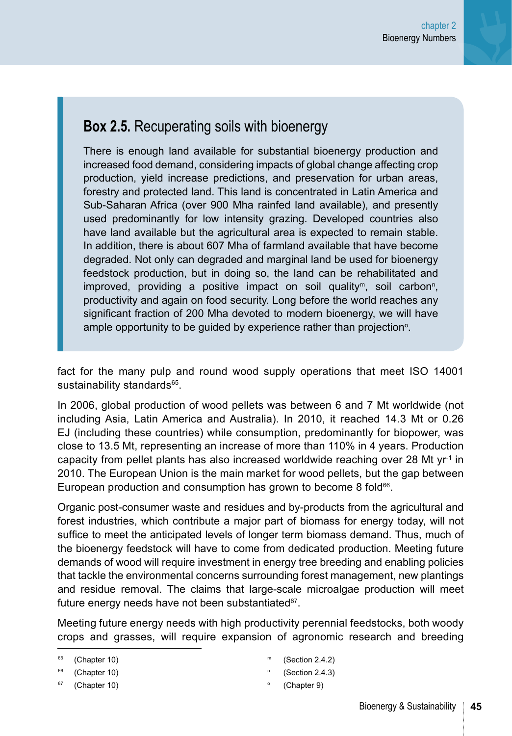### **Box 2.5.** Recuperating soils with bioenergy

There is enough land available for substantial bioenergy production and increased food demand, considering impacts of global change affecting crop production, yield increase predictions, and preservation for urban areas, forestry and protected land. This land is concentrated in Latin America and Sub-Saharan Africa (over 900 Mha rainfed land available), and presently used predominantly for low intensity grazing. Developed countries also have land available but the agricultural area is expected to remain stable. In addition, there is about 607 Mha of farmland available that have become degraded. Not only can degraded and marginal land be used for bioenergy feedstock production, but in doing so, the land can be rehabilitated and improved, providing a positive impact on soil quality[m], soil carbon[n], productivity and again on food security. Long before the world reaches any significant fraction of 200 Mha devoted to modern bioenergy, we will have ample opportunity to be guided by experience rather than projection[o].

fact for the many pulp and round wood supply operations that meet ISO 14001 sustainability standards[65].

In 2006, global production of wood pellets was between 6 and 7 Mt worldwide (not including Asia, Latin America and Australia). In 2010, it reached 14.3 Mt or 0.26 EJ (including these countries) while consumption, predominantly for biopower, was close to 13.5 Mt, representing an increase of more than 110% in 4 years. Production capacity from pellet plants has also increased worldwide reaching over 28 Mt $yr^{-1}$ in 2010. The European Union is the main market for wood pellets, but the gap between European production and consumption has grown to become 8 fold[66].

Organic post-consumer waste and residues and by-products from the agricultural and forest industries, which contribute a major part of biomass for energy today, will not suffice to meet the anticipated levels of longer term biomass demand. Thus, much of the bioenergy feedstock will have to come from dedicated production. Meeting future demands of wood will require investment in energy tree breeding and enabling policies that tackle the environmental concerns surrounding forest management, new plantings and residue removal. The claims that large-scale microalgae production will meet future energy needs have not been substantiated[67].

Meeting future energy needs with high productivity perennial feedstocks, both woody crops and grasses, will require expansion of agronomic research and breeding

[65] (Chapter 10)

[66] (Chapter 10)

[67] (Chapter 10)

[m] (Section 2.4.2)

[n] (Section 2.4.3)

[o] (Chapter 9)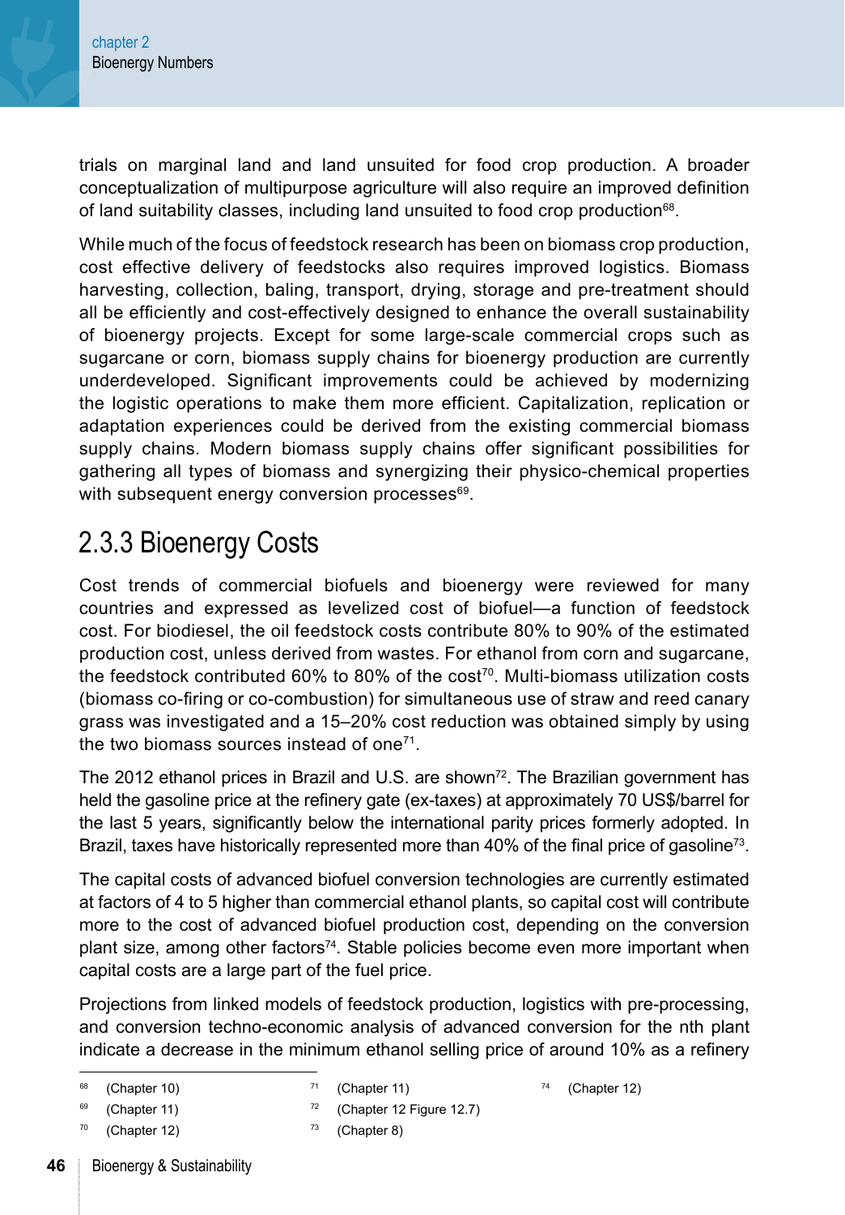trials on marginal land and land unsuited for food crop production. A broader conceptualization of multipurpose agriculture will also require an improved definition of land suitability classes, including land unsuited to food crop production[68].

While much of the focus of feedstock research has been on biomass crop production, cost effective delivery of feedstocks also requires improved logistics. Biomass harvesting, collection, baling, transport, drying, storage and pre-treatment should all be efficiently and cost-effectively designed to enhance the overall sustainability of bioenergy projects. Except for some large-scale commercial crops such as sugarcane or corn, biomass supply chains for bioenergy production are currently underdeveloped. Significant improvements could be achieved by modernizing the logistic operations to make them more efficient. Capitalization, replication or adaptation experiences could be derived from the existing commercial biomass supply chains. Modern biomass supply chains offer significant possibilities for gathering all types of biomass and synergizing their physico-chemical properties with subsequent energy conversion processes[69].

## 2.3.3 Bioenergy Costs

Cost trends of commercial biofuels and bioenergy were reviewed for many countries and expressed as levelized cost of biofuel—a function of feedstock cost. For biodiesel, the oil feedstock costs contribute 80% to 90% of the estimated production cost, unless derived from wastes. For ethanol from corn and sugarcane, the feedstock contributed 60% to 80% of the cost[70]. Multi-biomass utilization costs (biomass co-firing or co-combustion) for simultaneous use of straw and reed canary grass was investigated and a 15–20% cost reduction was obtained simply by using the two biomass sources instead of one[71].

The 2012 ethanol prices in Brazil and U.S. are shown[72]. The Brazilian government has held the gasoline price at the refinery gate (ex-taxes) at approximately 70 US$/barrel for the last 5 years, significantly below the international parity prices formerly adopted. In Brazil, taxes have historically represented more than 40% of the final price of gasoline[73].

The capital costs of advanced biofuel conversion technologies are currently estimated at factors of 4 to 5 higher than commercial ethanol plants, so capital cost will contribute more to the cost of advanced biofuel production cost, depending on the conversion plant size, among other factors[74]. Stable policies become even more important when capital costs are a large part of the fuel price.

Projections from linked models of feedstock production, logistics with pre-processing, and conversion techno-economic analysis of advanced conversion for the nth plant indicate a decrease in the minimum ethanol selling price of around 10% as a refinery

---

[68] (Chapter 10)
[69] (Chapter 11)
[70] (Chapter 12)
[71] (Chapter 11)
[72] (Chapter 12 Figure 12.7)
[73] (Chapter 8)
[74] (Chapter 12)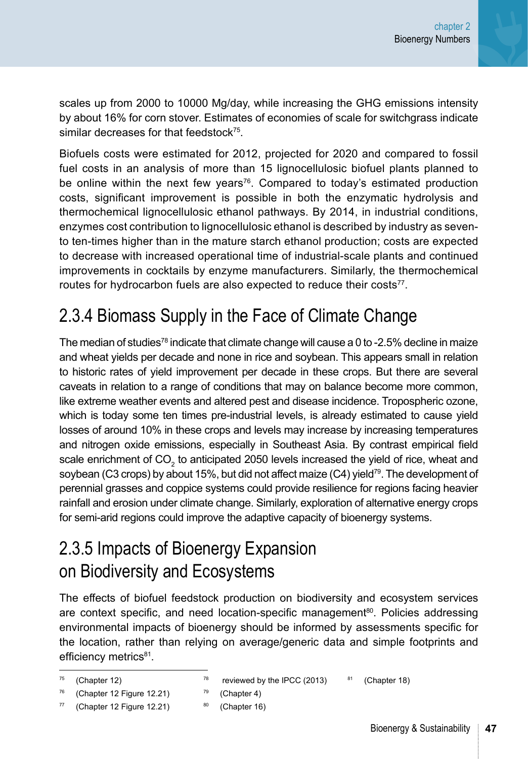scales up from 2000 to 10000 Mg/day, while increasing the GHG emissions intensity by about 16% for corn stover. Estimates of economies of scale for switchgrass indicate similar decreases for that feedstock[75].

Biofuels costs were estimated for 2012, projected for 2020 and compared to fossil fuel costs in an analysis of more than 15 lignocellulosic biofuel plants planned to be online within the next few years[76]. Compared to today's estimated production costs, significant improvement is possible in both the enzymatic hydrolysis and thermochemical lignocellulosic ethanol pathways. By 2014, in industrial conditions, enzymes cost contribution to lignocellulosic ethanol is described by industry as seven- to ten-times higher than in the mature starch ethanol production; costs are expected to decrease with increased operational time of industrial-scale plants and continued improvements in cocktails by enzyme manufacturers. Similarly, the thermochemical routes for hydrocarbon fuels are also expected to reduce their costs[77].

## 2.3.4 Biomass Supply in the Face of Climate Change

The median of studies[78] indicate that climate change will cause a 0 to -2.5% decline in maize and wheat yields per decade and none in rice and soybean. This appears small in relation to historic rates of yield improvement per decade in these crops. But there are several caveats in relation to a range of conditions that may on balance become more common, like extreme weather events and altered pest and disease incidence. Tropospheric ozone, which is today some ten times pre-industrial levels, is already estimated to cause yield losses of around 10% in these crops and levels may increase by increasing temperatures and nitrogen oxide emissions, especially in Southeast Asia. By contrast empirical field scale enrichment of $CO_2$ to anticipated 2050 levels increased the yield of rice, wheat and soybean (C3 crops) by about 15%, but did not affect maize (C4) yield[79]. The development of perennial grasses and coppice systems could provide resilience for regions facing heavier rainfall and erosion under climate change. Similarly, exploration of alternative energy crops for semi-arid regions could improve the adaptive capacity of bioenergy systems.

## 2.3.5 Impacts of Bioenergy Expansion on Biodiversity and Ecosystems

The effects of biofuel feedstock production on biodiversity and ecosystem services are context specific, and need location-specific management[80]. Policies addressing environmental impacts of bioenergy should be informed by assessments specific for the location, rather than relying on average/generic data and simple footprints and efficiency metrics[81].

---

[75] (Chapter 12)

[76] (Chapter 12 Figure 12.21)

[77] (Chapter 12 Figure 12.21)

[78] reviewed by the IPCC (2013)

[79] (Chapter 4)

[80] (Chapter 16)

[81] (Chapter 18)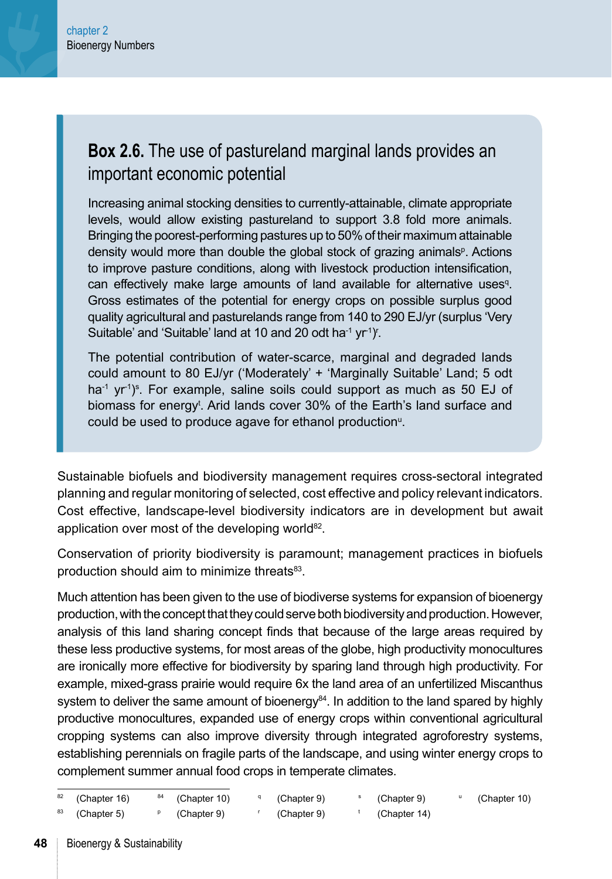### **Box 2.6.** The use of pastureland marginal lands provides an important economic potential

Increasing animal stocking densities to currently-attainable, climate appropriate levels, would allow existing pastureland to support 3.8 fold more animals. Bringing the poorest-performing pastures up to 50% of their maximum attainable density would more than double the global stock of grazing animals[p]. Actions to improve pasture conditions, along with livestock production intensification, can effectively make large amounts of land available for alternative uses[q]. Gross estimates of the potential for energy crops on possible surplus good quality agricultural and pasturelands range from 140 to 290 EJ/yr (surplus 'Very Suitable' and 'Suitable' land at 10 and 20 odt $ha^{-1}$ $yr^{-1}$)[r].

The potential contribution of water-scarce, marginal and degraded lands could amount to 80 EJ/yr ('Moderately' + 'Marginally Suitable' Land; 5 odt $ha^{-1}$ $yr^{-1}$)[s]. For example, saline soils could support as much as 50 EJ of biomass for energy[t]. Arid lands cover 30% of the Earth's land surface and could be used to produce agave for ethanol production[u].

Sustainable biofuels and biodiversity management requires cross-sectoral integrated planning and regular monitoring of selected, cost effective and policy relevant indicators. Cost effective, landscape-level biodiversity indicators are in development but await application over most of the developing world[82].

Conservation of priority biodiversity is paramount; management practices in biofuels production should aim to minimize threats[83].

Much attention has been given to the use of biodiverse systems for expansion of bioenergy production, with the concept that they could serve both biodiversity and production. However, analysis of this land sharing concept finds that because of the large areas required by these less productive systems, for most areas of the globe, high productivity monocultures are ironically more effective for biodiversity by sparing land through high productivity. For example, mixed-grass prairie would require 6x the land area of an unfertilized Miscanthus system to deliver the same amount of bioenergy[84]. In addition to the land spared by highly productive monocultures, expanded use of energy crops within conventional agricultural cropping systems can also improve diversity through integrated agroforestry systems, establishing perennials on fragile parts of the landscape, and using winter energy crops to complement summer annual food crops in temperate climates.

---

[82] (Chapter 16)
[83] (Chapter 5)
[84] (Chapter 10)
[p] (Chapter 9)
[q] (Chapter 9)
[r] (Chapter 9)
[s] (Chapter 9)
[t] (Chapter 14)
[u] (Chapter 10)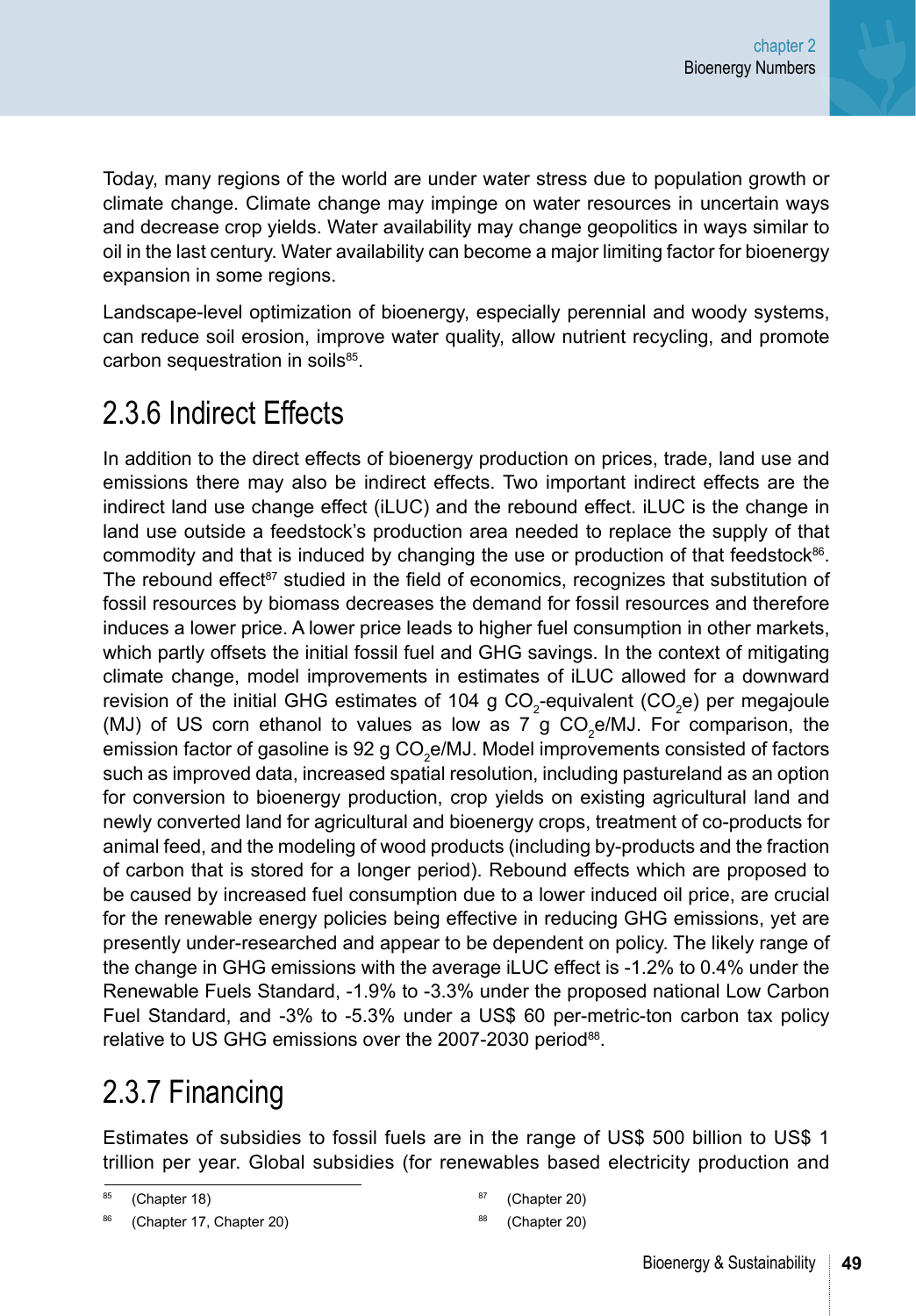Today, many regions of the world are under water stress due to population growth or climate change. Climate change may impinge on water resources in uncertain ways and decrease crop yields. Water availability may change geopolitics in ways similar to oil in the last century. Water availability can become a major limiting factor for bioenergy expansion in some regions.

Landscape-level optimization of bioenergy, especially perennial and woody systems, can reduce soil erosion, improve water quality, allow nutrient recycling, and promote carbon sequestration in soils[85].

## 2.3.6 Indirect Effects

In addition to the direct effects of bioenergy production on prices, trade, land use and emissions there may also be indirect effects. Two important indirect effects are the indirect land use change effect (iLUC) and the rebound effect. iLUC is the change in land use outside a feedstock's production area needed to replace the supply of that commodity and that is induced by changing the use or production of that feedstock[86]. The rebound effect[87] studied in the field of economics, recognizes that substitution of fossil resources by biomass decreases the demand for fossil resources and therefore induces a lower price. A lower price leads to higher fuel consumption in other markets, which partly offsets the initial fossil fuel and GHG savings. In the context of mitigating climate change, model improvements in estimates of iLUC allowed for a downward revision of the initial GHG estimates of 104 g $CO_2$-equivalent ($CO_2$e) per megajoule (MJ) of US corn ethanol to values as low as 7 g $CO_2$e/MJ. For comparison, the emission factor of gasoline is 92 g $CO_2$e/MJ. Model improvements consisted of factors such as improved data, increased spatial resolution, including pastureland as an option for conversion to bioenergy production, crop yields on existing agricultural land and newly converted land for agricultural and bioenergy crops, treatment of co-products for animal feed, and the modeling of wood products (including by-products and the fraction of carbon that is stored for a longer period). Rebound effects which are proposed to be caused by increased fuel consumption due to a lower induced oil price, are crucial for the renewable energy policies being effective in reducing GHG emissions, yet are presently under-researched and appear to be dependent on policy. The likely range of the change in GHG emissions with the average iLUC effect is -1.2% to 0.4% under the Renewable Fuels Standard, -1.9% to -3.3% under the proposed national Low Carbon Fuel Standard, and -3% to -5.3% under a US$ 60 per-metric-ton carbon tax policy relative to US GHG emissions over the 2007-2030 period[88].

## 2.3.7 Financing

Estimates of subsidies to fossil fuels are in the range of US$ 500 billion to US$ 1 trillion per year. Global subsidies (for renewables based electricity production and

---

[85] (Chapter 18)

[86] (Chapter 17, Chapter 20)

[87] (Chapter 20)

[88] (Chapter 20)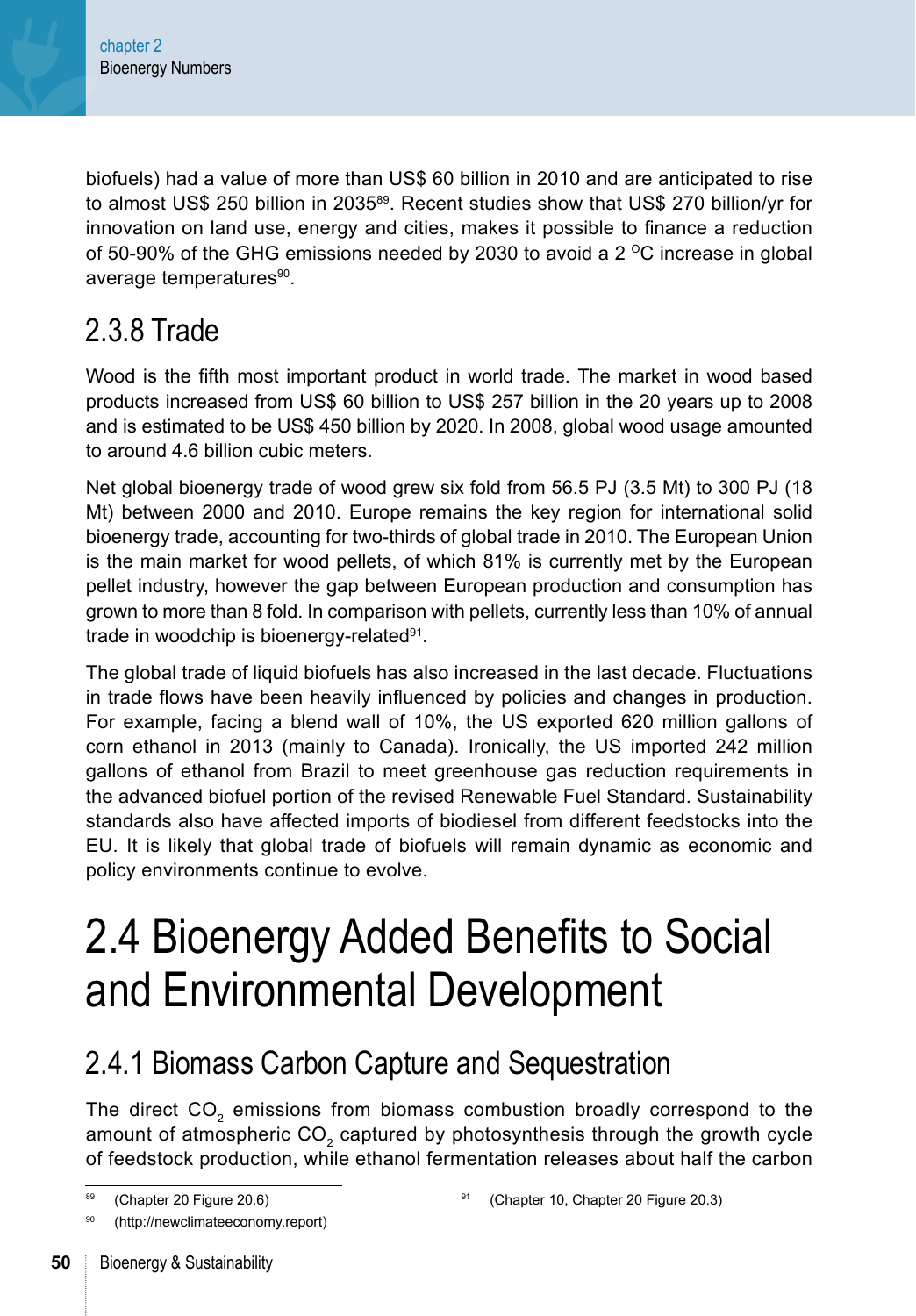biofuels) had a value of more than US$ 60 billion in 2010 and are anticipated to rise to almost US$ 250 billion in 2035[89]. Recent studies show that US$ 270 billion/yr for innovation on land use, energy and cities, makes it possible to finance a reduction of 50-90% of the GHG emissions needed by 2030 to avoid a 2 $^{O}$C increase in global average temperatures[90].

### 2.3.8 Trade

Wood is the fifth most important product in world trade. The market in wood based products increased from US$ 60 billion to US$ 257 billion in the 20 years up to 2008 and is estimated to be US$ 450 billion by 2020. In 2008, global wood usage amounted to around 4.6 billion cubic meters.

Net global bioenergy trade of wood grew six fold from 56.5 PJ (3.5 Mt) to 300 PJ (18 Mt) between 2000 and 2010. Europe remains the key region for international solid bioenergy trade, accounting for two-thirds of global trade in 2010. The European Union is the main market for wood pellets, of which 81% is currently met by the European pellet industry, however the gap between European production and consumption has grown to more than 8 fold. In comparison with pellets, currently less than 10% of annual trade in woodchip is bioenergy-related[91].

The global trade of liquid biofuels has also increased in the last decade. Fluctuations in trade flows have been heavily influenced by policies and changes in production. For example, facing a blend wall of 10%, the US exported 620 million gallons of corn ethanol in 2013 (mainly to Canada). Ironically, the US imported 242 million gallons of ethanol from Brazil to meet greenhouse gas reduction requirements in the advanced biofuel portion of the revised Renewable Fuel Standard. Sustainability standards also have affected imports of biodiesel from different feedstocks into the EU. It is likely that global trade of biofuels will remain dynamic as economic and policy environments continue to evolve.

## 2.4 Bioenergy Added Benefits to Social and Environmental Development

### 2.4.1 Biomass Carbon Capture and Sequestration

The direct $CO_2$ emissions from biomass combustion broadly correspond to the amount of atmospheric $CO_2$ captured by photosynthesis through the growth cycle of feedstock production, while ethanol fermentation releases about half the carbon

[89] (Chapter 20 Figure 20.6)

[90] (http://newclimateeconomy.report)

[91] (Chapter 10, Chapter 20 Figure 20.3)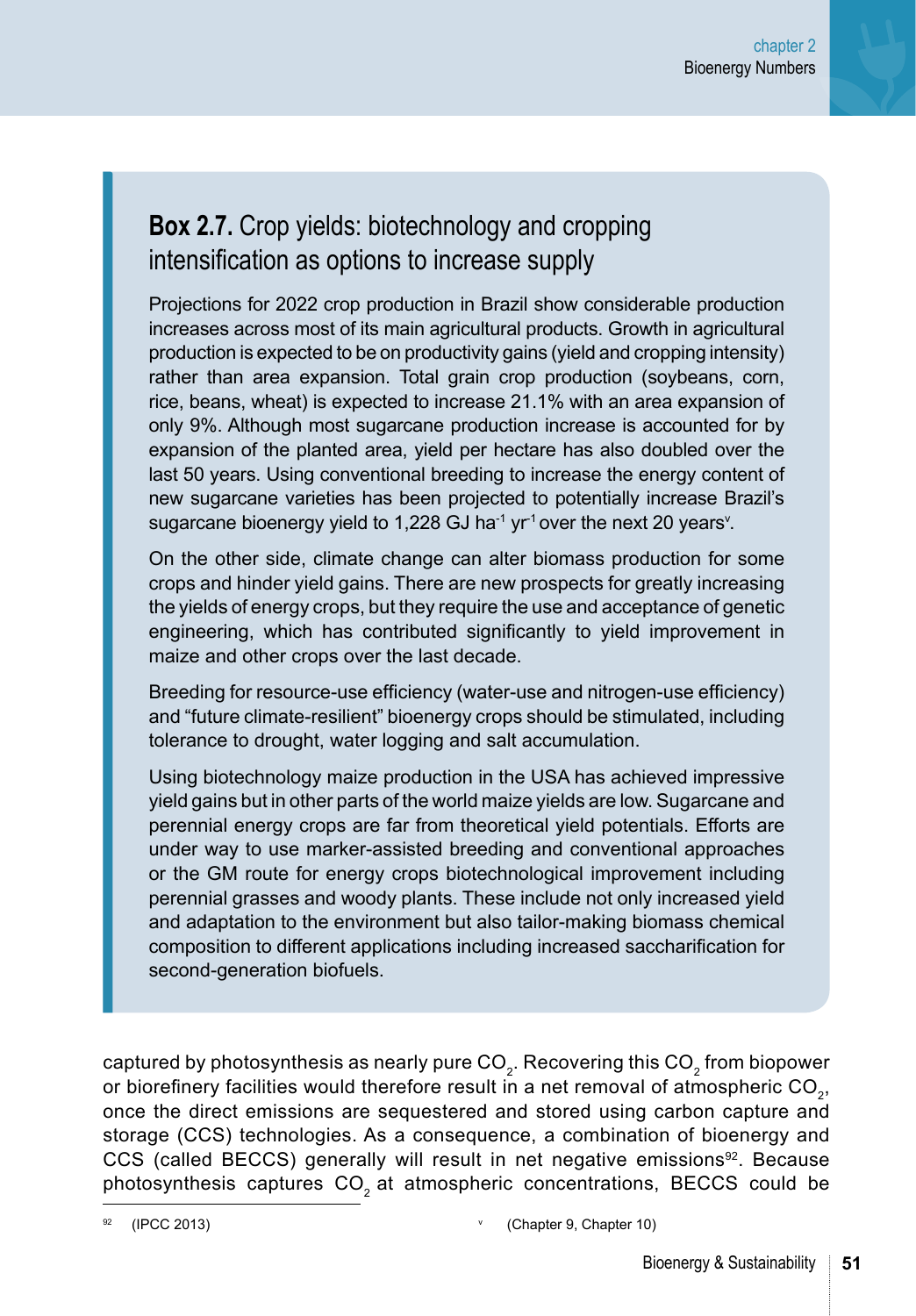### **Box 2.7.** Crop yields: biotechnology and cropping intensification as options to increase supply

Projections for 2022 crop production in Brazil show considerable production increases across most of its main agricultural products. Growth in agricultural production is expected to be on productivity gains (yield and cropping intensity) rather than area expansion. Total grain crop production (soybeans, corn, rice, beans, wheat) is expected to increase 21.1% with an area expansion of only 9%. Although most sugarcane production increase is accounted for by expansion of the planted area, yield per hectare has also doubled over the last 50 years. Using conventional breeding to increase the energy content of new sugarcane varieties has been projected to potentially increase Brazil's sugarcane bioenergy yield to 1,228 GJ $ha^{-1}$ $yr^{-1}$ over the next 20 years[v].

On the other side, climate change can alter biomass production for some crops and hinder yield gains. There are new prospects for greatly increasing the yields of energy crops, but they require the use and acceptance of genetic engineering, which has contributed significantly to yield improvement in maize and other crops over the last decade.

Breeding for resource-use efficiency (water-use and nitrogen-use efficiency) and "future climate-resilient" bioenergy crops should be stimulated, including tolerance to drought, water logging and salt accumulation.

Using biotechnology maize production in the USA has achieved impressive yield gains but in other parts of the world maize yields are low. Sugarcane and perennial energy crops are far from theoretical yield potentials. Efforts are under way to use marker-assisted breeding and conventional approaches or the GM route for energy crops biotechnological improvement including perennial grasses and woody plants. These include not only increased yield and adaptation to the environment but also tailor-making biomass chemical composition to different applications including increased saccharification for second-generation biofuels.

captured by photosynthesis as nearly pure $CO_2$. Recovering this $CO_2$ from biopower or biorefinery facilities would therefore result in a net removal of atmospheric $CO_2$, once the direct emissions are sequestered and stored using carbon capture and storage (CCS) technologies. As a consequence, a combination of bioenergy and CCS (called BECCS) generally will result in net negative emissions[92]. Because photosynthesis captures $CO_2$ at atmospheric concentrations, BECCS could be

[92] (IPCC 2013)

[v] (Chapter 9, Chapter 10)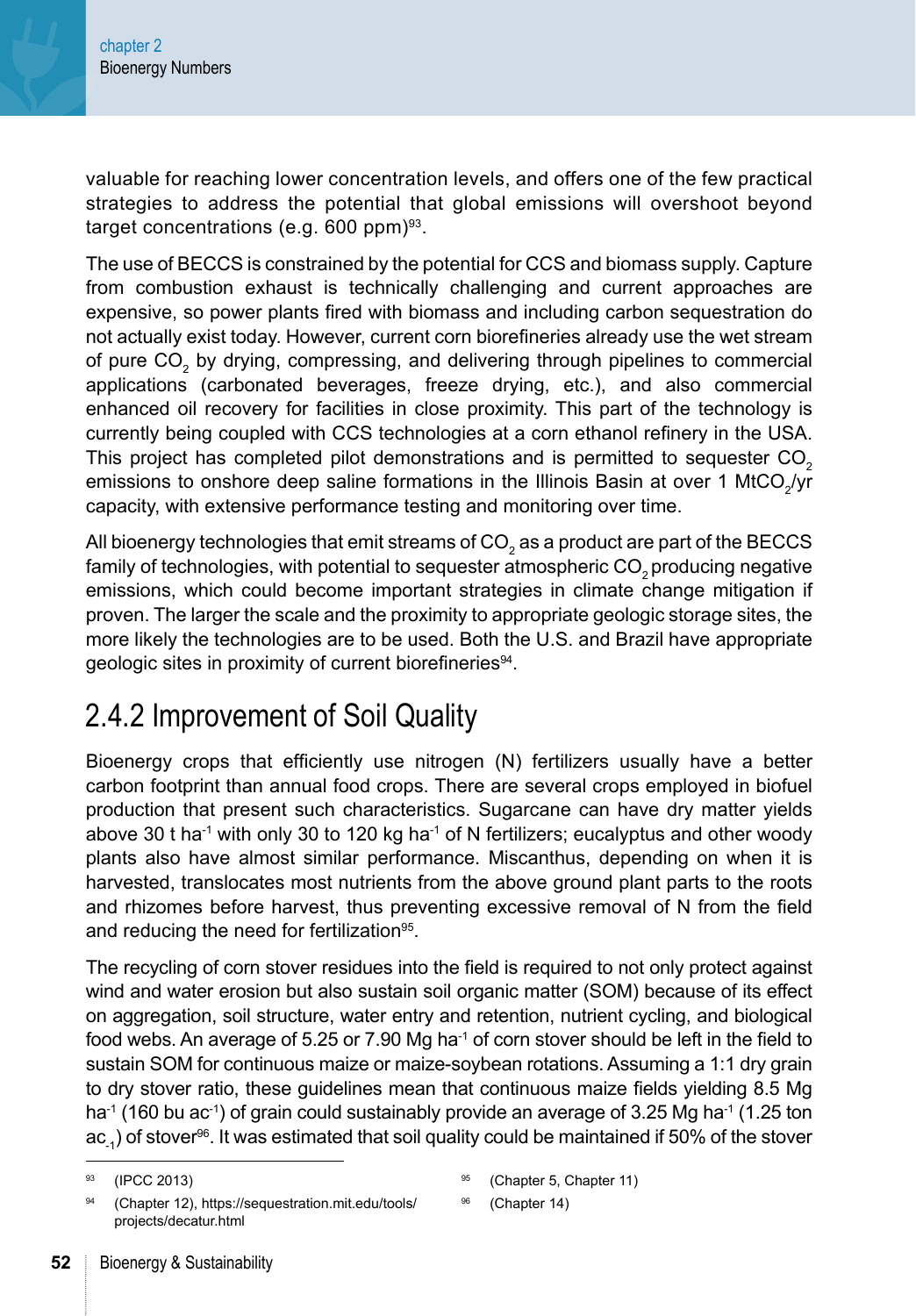valuable for reaching lower concentration levels, and offers one of the few practical strategies to address the potential that global emissions will overshoot beyond target concentrations (e.g. 600 ppm)[93].

The use of BECCS is constrained by the potential for CCS and biomass supply. Capture from combustion exhaust is technically challenging and current approaches are expensive, so power plants fired with biomass and including carbon sequestration do not actually exist today. However, current corn biorefineries already use the wet stream of pure $CO_2$ by drying, compressing, and delivering through pipelines to commercial applications (carbonated beverages, freeze drying, etc.), and also commercial enhanced oil recovery for facilities in close proximity. This part of the technology is currently being coupled with CCS technologies at a corn ethanol refinery in the USA. This project has completed pilot demonstrations and is permitted to sequester $CO_2$ emissions to onshore deep saline formations in the Illinois Basin at over 1 $MtCO_2$/yr capacity, with extensive performance testing and monitoring over time.

All bioenergy technologies that emit streams of $CO_2$ as a product are part of the BECCS family of technologies, with potential to sequester atmospheric $CO_2$ producing negative emissions, which could become important strategies in climate change mitigation if proven. The larger the scale and the proximity to appropriate geologic storage sites, the more likely the technologies are to be used. Both the U.S. and Brazil have appropriate geologic sites in proximity of current biorefineries[94].

## 2.4.2 Improvement of Soil Quality

Bioenergy crops that efficiently use nitrogen (N) fertilizers usually have a better carbon footprint than annual food crops. There are several crops employed in biofuel production that present such characteristics. Sugarcane can have dry matter yields above 30 t $ha^{-1}$ with only 30 to 120 kg $ha^{-1}$ of N fertilizers; eucalyptus and other woody plants also have almost similar performance. Miscanthus, depending on when it is harvested, translocates most nutrients from the above ground plant parts to the roots and rhizomes before harvest, thus preventing excessive removal of N from the field and reducing the need for fertilization[95].

The recycling of corn stover residues into the field is required to not only protect against wind and water erosion but also sustain soil organic matter (SOM) because of its effect on aggregation, soil structure, water entry and retention, nutrient cycling, and biological food webs. An average of 5.25 or 7.90 Mg $ha^{-1}$ of corn stover should be left in the field to sustain SOM for continuous maize or maize-soybean rotations. Assuming a 1:1 dry grain to dry stover ratio, these guidelines mean that continuous maize fields yielding 8.5 Mg $ha^{-1}$ (160 bu $ac^{-1}$) of grain could sustainably provide an average of 3.25 Mg $ha^{-1}$ (1.25 ton $ac_{-1}$) of stover[96]. It was estimated that soil quality could be maintained if 50% of the stover

---

[93] (IPCC 2013)

[94] (Chapter 12), https://sequestration.mit.edu/tools/projects/decatur.html

[95] (Chapter 5, Chapter 11)

[96] (Chapter 14)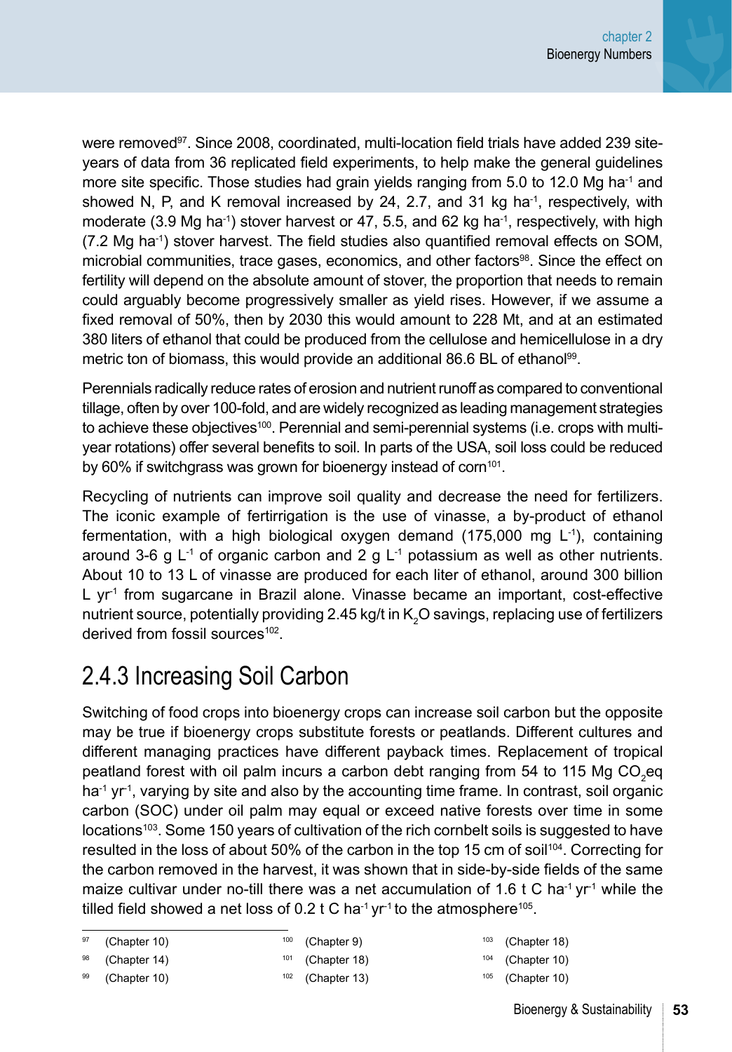were removed[97]. Since 2008, coordinated, multi-location field trials have added 239 site-years of data from 36 replicated field experiments, to help make the general guidelines more site specific. Those studies had grain yields ranging from 5.0 to 12.0 Mg $ha^{-1}$ and showed N, P, and K removal increased by 24, 2.7, and 31 kg $ha^{-1}$, respectively, with moderate (3.9 Mg $ha^{-1}$) stover harvest or 47, 5.5, and 62 kg $ha^{-1}$, respectively, with high (7.2 Mg $ha^{-1}$) stover harvest. The field studies also quantified removal effects on SOM, microbial communities, trace gases, economics, and other factors[98]. Since the effect on fertility will depend on the absolute amount of stover, the proportion that needs to remain could arguably become progressively smaller as yield rises. However, if we assume a fixed removal of 50%, then by 2030 this would amount to 228 Mt, and at an estimated 380 liters of ethanol that could be produced from the cellulose and hemicellulose in a dry metric ton of biomass, this would provide an additional 86.6 BL of ethanol[99].

Perennials radically reduce rates of erosion and nutrient runoff as compared to conventional tillage, often by over 100-fold, and are widely recognized as leading management strategies to achieve these objectives[100]. Perennial and semi-perennial systems (i.e. crops with multi-year rotations) offer several benefits to soil. In parts of the USA, soil loss could be reduced by 60% if switchgrass was grown for bioenergy instead of corn[101].

Recycling of nutrients can improve soil quality and decrease the need for fertilizers. The iconic example of fertirrigation is the use of vinasse, a by-product of ethanol fermentation, with a high biological oxygen demand (175,000 mg $L^{-1}$), containing around 3-6 g $L^{-1}$ of organic carbon and 2 g $L^{-1}$ potassium as well as other nutrients. About 10 to 13 L of vinasse are produced for each liter of ethanol, around 300 billion L $yr^{-1}$ from sugarcane in Brazil alone. Vinasse became an important, cost-effective nutrient source, potentially providing 2.45 kg/t in $K_2O$ savings, replacing use of fertilizers derived from fossil sources[102].

## 2.4.3 Increasing Soil Carbon

Switching of food crops into bioenergy crops can increase soil carbon but the opposite may be true if bioenergy crops substitute forests or peatlands. Different cultures and different managing practices have different payback times. Replacement of tropical peatland forest with oil palm incurs a carbon debt ranging from 54 to 115 Mg $CO_2$eq $ha^{-1}$ $yr^{-1}$, varying by site and also by the accounting time frame. In contrast, soil organic carbon (SOC) under oil palm may equal or exceed native forests over time in some locations[103]. Some 150 years of cultivation of the rich cornbelt soils is suggested to have resulted in the loss of about 50% of the carbon in the top 15 cm of soil[104]. Correcting for the carbon removed in the harvest, it was shown that in side-by-side fields of the same maize cultivar under no-till there was a net accumulation of 1.6 t C $ha^{-1}$ $yr^{-1}$ while the tilled field showed a net loss of 0.2 t C $ha^{-1}$ $yr^{-1}$ to the atmosphere[105].

---

97 (Chapter 10)
98 (Chapter 14)
99 (Chapter 10)
100 (Chapter 9)
101 (Chapter 18)
102 (Chapter 13)
103 (Chapter 18)
104 (Chapter 10)
105 (Chapter 10)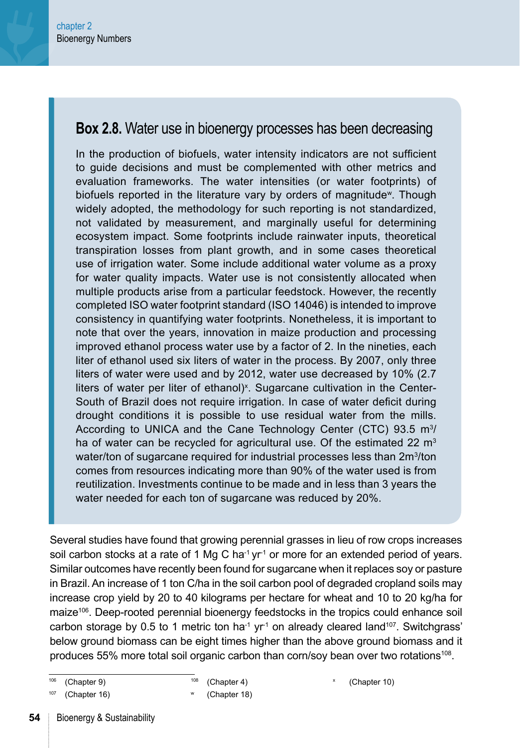## Box 2.8. Water use in bioenergy processes has been decreasing

In the production of biofuels, water intensity indicators are not sufficient to guide decisions and must be complemented with other metrics and evaluation frameworks. The water intensities (or water footprints) of biofuels reported in the literature vary by orders of magnitude[w]. Though widely adopted, the methodology for such reporting is not standardized, not validated by measurement, and marginally useful for determining ecosystem impact. Some footprints include rainwater inputs, theoretical transpiration losses from plant growth, and in some cases theoretical use of irrigation water. Some include additional water volume as a proxy for water quality impacts. Water use is not consistently allocated when multiple products arise from a particular feedstock. However, the recently completed ISO water footprint standard (ISO 14046) is intended to improve consistency in quantifying water footprints. Nonetheless, it is important to note that over the years, innovation in maize production and processing improved ethanol process water use by a factor of 2. In the nineties, each liter of ethanol used six liters of water in the process. By 2007, only three liters of water were used and by 2012, water use decreased by 10% (2.7 liters of water per liter of ethanol)[x]. Sugarcane cultivation in the Center-South of Brazil does not require irrigation. In case of water deficit during drought conditions it is possible to use residual water from the mills. According to UNICA and the Cane Technology Center (CTC) 93.5 $m^3$/ha of water can be recycled for agricultural use. Of the estimated 22 $m^3$ water/ton of sugarcane required for industrial processes less than 2$m^3$/ton comes from resources indicating more than 90% of the water used is from reutilization. Investments continue to be made and in less than 3 years the water needed for each ton of sugarcane was reduced by 20%.

Several studies have found that growing perennial grasses in lieu of row crops increases soil carbon stocks at a rate of 1 Mg C $ha^{-1}$ $yr^{-1}$ or more for an extended period of years. Similar outcomes have recently been found for sugarcane when it replaces soy or pasture in Brazil. An increase of 1 ton C/ha in the soil carbon pool of degraded cropland soils may increase crop yield by 20 to 40 kilograms per hectare for wheat and 10 to 20 kg/ha for maize[106]. Deep-rooted perennial bioenergy feedstocks in the tropics could enhance soil carbon storage by 0.5 to 1 metric ton $ha^{-1}$ $yr^{-1}$ on already cleared land[107]. Switchgrass' below ground biomass can be eight times higher than the above ground biomass and it produces 55% more total soil organic carbon than corn/soy bean over two rotations[108].

[106] (Chapter 9)
[107] (Chapter 16)
[108] (Chapter 4)
[w] (Chapter 18)
[x] (Chapter 10)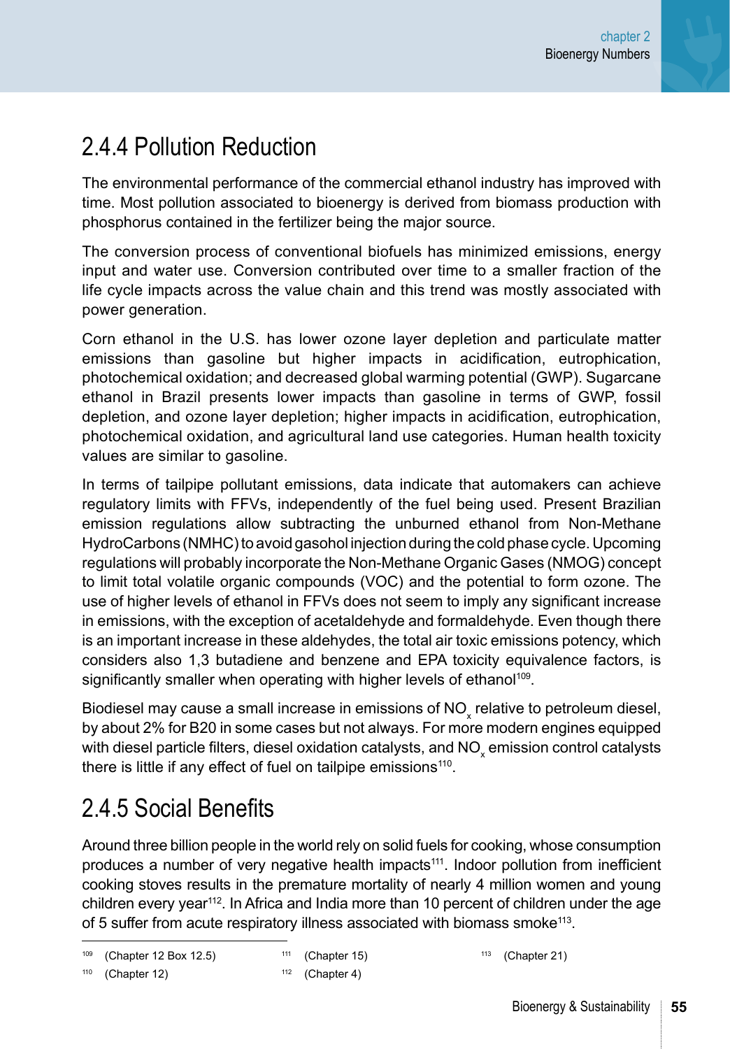## 2.4.4 Pollution Reduction

The environmental performance of the commercial ethanol industry has improved with time. Most pollution associated to bioenergy is derived from biomass production with phosphorus contained in the fertilizer being the major source.

The conversion process of conventional biofuels has minimized emissions, energy input and water use. Conversion contributed over time to a smaller fraction of the life cycle impacts across the value chain and this trend was mostly associated with power generation.

Corn ethanol in the U.S. has lower ozone layer depletion and particulate matter emissions than gasoline but higher impacts in acidification, eutrophication, photochemical oxidation; and decreased global warming potential (GWP). Sugarcane ethanol in Brazil presents lower impacts than gasoline in terms of GWP, fossil depletion, and ozone layer depletion; higher impacts in acidification, eutrophication, photochemical oxidation, and agricultural land use categories. Human health toxicity values are similar to gasoline.

In terms of tailpipe pollutant emissions, data indicate that automakers can achieve regulatory limits with FFVs, independently of the fuel being used. Present Brazilian emission regulations allow subtracting the unburned ethanol from Non-Methane HydroCarbons (NMHC) to avoid gasohol injection during the cold phase cycle. Upcoming regulations will probably incorporate the Non-Methane Organic Gases (NMOG) concept to limit total volatile organic compounds (VOC) and the potential to form ozone. The use of higher levels of ethanol in FFVs does not seem to imply any significant increase in emissions, with the exception of acetaldehyde and formaldehyde. Even though there is an important increase in these aldehydes, the total air toxic emissions potency, which considers also 1,3 butadiene and benzene and EPA toxicity equivalence factors, is significantly smaller when operating with higher levels of ethanol[109].

Biodiesel may cause a small increase in emissions of $NO_x$ relative to petroleum diesel, by about 2% for B20 in some cases but not always. For more modern engines equipped with diesel particle filters, diesel oxidation catalysts, and $NO_x$ emission control catalysts there is little if any effect of fuel on tailpipe emissions[110].

## 2.4.5 Social Benefits

Around three billion people in the world rely on solid fuels for cooking, whose consumption produces a number of very negative health impacts[111]. Indoor pollution from inefficient cooking stoves results in the premature mortality of nearly 4 million women and young children every year[112]. In Africa and India more than 10 percent of children under the age of 5 suffer from acute respiratory illness associated with biomass smoke[113].

---

109 (Chapter 12 Box 12.5)

110 (Chapter 12)

111 (Chapter 15)

112 (Chapter 4)

113 (Chapter 21)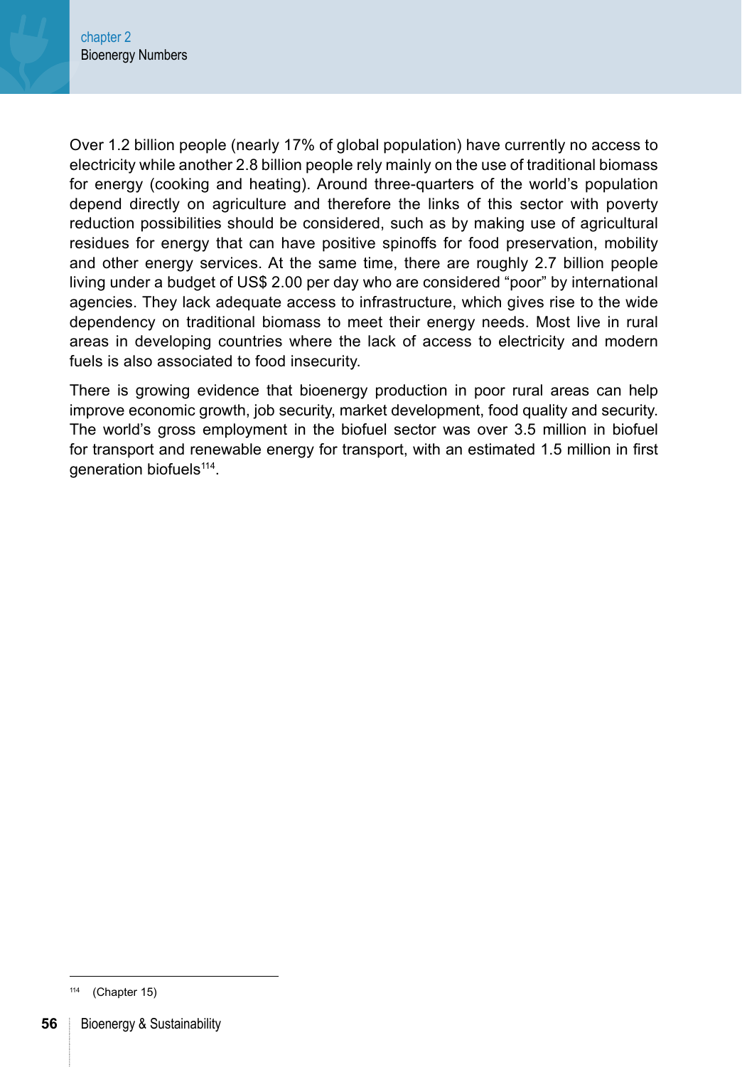Over 1.2 billion people (nearly 17% of global population) have currently no access to electricity while another 2.8 billion people rely mainly on the use of traditional biomass for energy (cooking and heating). Around three-quarters of the world's population depend directly on agriculture and therefore the links of this sector with poverty reduction possibilities should be considered, such as by making use of agricultural residues for energy that can have positive spinoffs for food preservation, mobility and other energy services. At the same time, there are roughly 2.7 billion people living under a budget of US$ 2.00 per day who are considered "poor" by international agencies. They lack adequate access to infrastructure, which gives rise to the wide dependency on traditional biomass to meet their energy needs. Most live in rural areas in developing countries where the lack of access to electricity and modern fuels is also associated to food insecurity.

There is growing evidence that bioenergy production in poor rural areas can help improve economic growth, job security, market development, food quality and security. The world's gross employment in the biofuel sector was over 3.5 million in biofuel for transport and renewable energy for transport, with an estimated 1.5 million in first generation biofuels[114].

[114] (Chapter 15)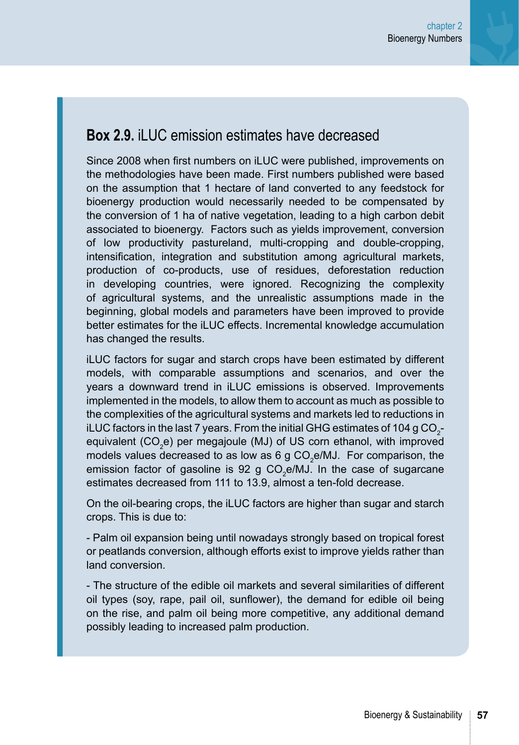## **Box 2.9.** iLUC emission estimates have decreased

Since 2008 when first numbers on iLUC were published, improvements on the methodologies have been made. First numbers published were based on the assumption that 1 hectare of land converted to any feedstock for bioenergy production would necessarily needed to be compensated by the conversion of 1 ha of native vegetation, leading to a high carbon debit associated to bioenergy. Factors such as yields improvement, conversion of low productivity pastureland, multi-cropping and double-cropping, intensification, integration and substitution among agricultural markets, production of co-products, use of residues, deforestation reduction in developing countries, were ignored. Recognizing the complexity of agricultural systems, and the unrealistic assumptions made in the beginning, global models and parameters have been improved to provide better estimates for the iLUC effects. Incremental knowledge accumulation has changed the results.

iLUC factors for sugar and starch crops have been estimated by different models, with comparable assumptions and scenarios, and over the years a downward trend in iLUC emissions is observed. Improvements implemented in the models, to allow them to account as much as possible to the complexities of the agricultural systems and markets led to reductions in iLUC factors in the last 7 years. From the initial GHG estimates of 104 g $CO_2$-equivalent ($CO_2$e) per megajoule (MJ) of US corn ethanol, with improved models values decreased to as low as 6 g $CO_2$e/MJ. For comparison, the emission factor of gasoline is 92 g $CO_2$e/MJ. In the case of sugarcane estimates decreased from 111 to 13.9, almost a ten-fold decrease.

On the oil-bearing crops, the iLUC factors are higher than sugar and starch crops. This is due to:

- Palm oil expansion being until nowadays strongly based on tropical forest or peatlands conversion, although efforts exist to improve yields rather than land conversion.

- The structure of the edible oil markets and several similarities of different oil types (soy, rape, pail oil, sunflower), the demand for edible oil being on the rise, and palm oil being more competitive, any additional demand possibly leading to increased palm production.